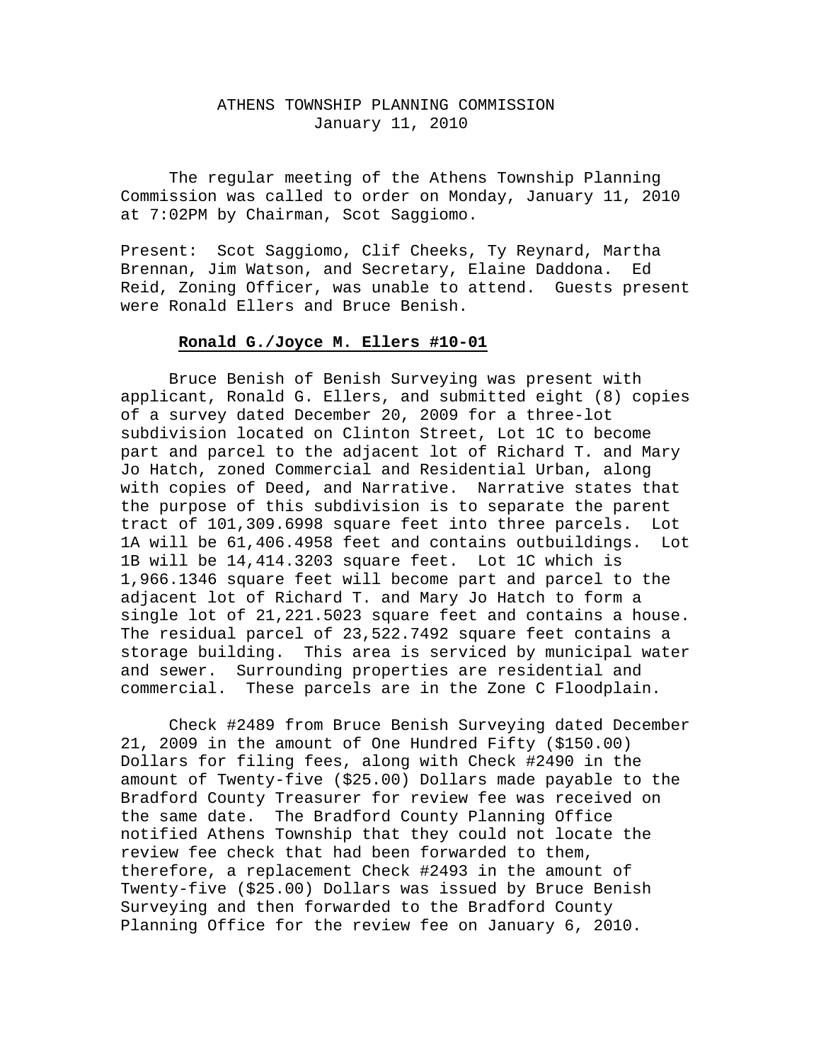# ATHENS TOWNSHIP PLANNING COMMISSION

January 11, 2010

The regular meeting of the Athens Township Planning Commission was called to order on Monday, January 11, 2010 at 7:02PM by Chairman, Scot Saggiomo.

Present: Scot Saggiomo, Clif Cheeks, Ty Reynard, Martha Brennan, Jim Watson, and Secretary, Elaine Daddona. Ed Reid, Zoning Officer, was unable to attend. Guests present were Ronald Ellers and Bruce Benish.

## **Ronald G./Joyce M. Ellers #10-01**

Bruce Benish of Benish Surveying was present with applicant, Ronald G. Ellers, and submitted eight (8) copies of a survey dated December 20, 2009 for a three-lot subdivision located on Clinton Street, Lot 1C to become part and parcel to the adjacent lot of Richard T. and Mary Jo Hatch, zoned Commercial and Residential Urban, along with copies of Deed, and Narrative. Narrative states that the purpose of this subdivision is to separate the parent tract of 101,309.6998 square feet into three parcels. Lot 1A will be 61,406.4958 feet and contains outbuildings. Lot 1B will be 14,414.3203 square feet. Lot 1C which is 1,966.1346 square feet will become part and parcel to the adjacent lot of Richard T. and Mary Jo Hatch to form a single lot of 21,221.5023 square feet and contains a house. The residual parcel of 23,522.7492 square feet contains a storage building. This area is serviced by municipal water and sewer. Surrounding properties are residential and commercial. These parcels are in the Zone C Floodplain.

Check #2489 from Bruce Benish Surveying dated December 21, 2009 in the amount of One Hundred Fifty ($150.00) Dollars for filing fees, along with Check #2490 in the amount of Twenty-five ($25.00) Dollars made payable to the Bradford County Treasurer for review fee was received on the same date. The Bradford County Planning Office notified Athens Township that they could not locate the review fee check that had been forwarded to them, therefore, a replacement Check #2493 in the amount of Twenty-five ($25.00) Dollars was issued by Bruce Benish Surveying and then forwarded to the Bradford County Planning Office for the review fee on January 6, 2010.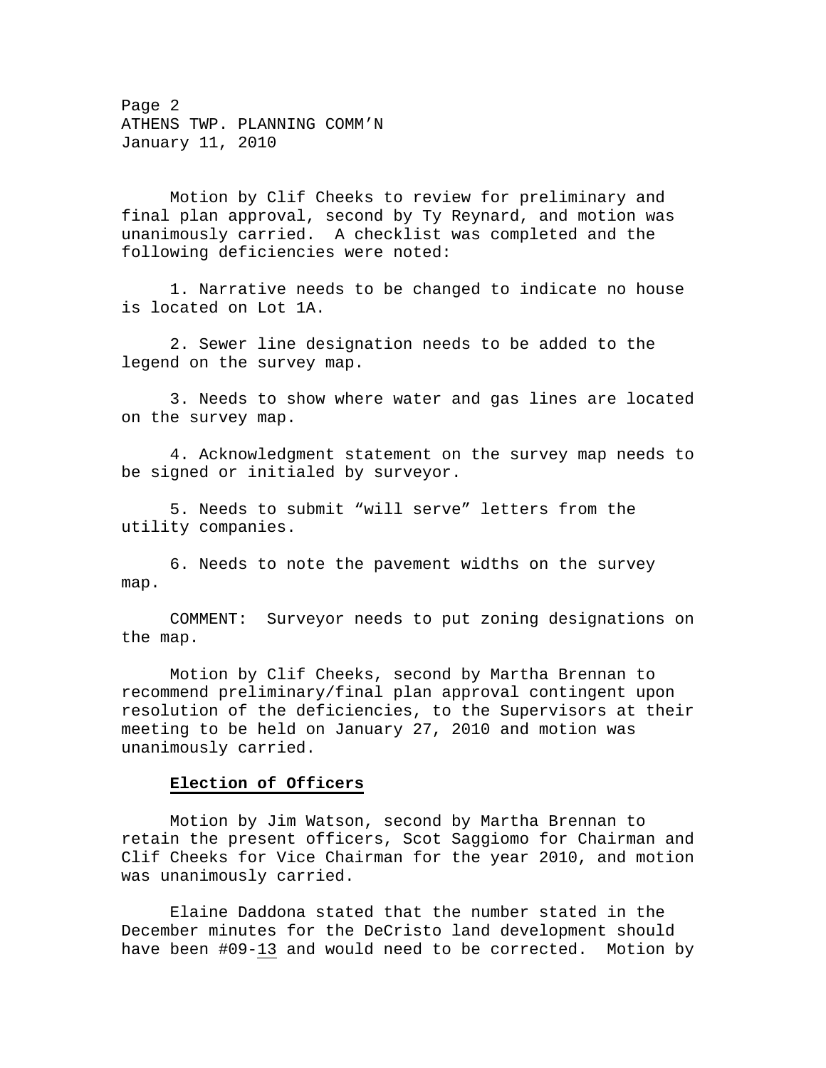Motion by Clif Cheeks to review for preliminary and final plan approval, second by Ty Reynard, and motion was unanimously carried. A checklist was completed and the following deficiencies were noted:

1. Narrative needs to be changed to indicate no house is located on Lot 1A.

2. Sewer line designation needs to be added to the legend on the survey map.

3. Needs to show where water and gas lines are located on the survey map.

4. Acknowledgment statement on the survey map needs to be signed or initialed by surveyor.

5. Needs to submit "will serve" letters from the utility companies.

6. Needs to note the pavement widths on the survey map.

COMMENT: Surveyor needs to put zoning designations on the map.

Motion by Clif Cheeks, second by Martha Brennan to recommend preliminary/final plan approval contingent upon resolution of the deficiencies, to the Supervisors at their meeting to be held on January 27, 2010 and motion was unanimously carried.

**Election of Officers**

Motion by Jim Watson, second by Martha Brennan to retain the present officers, Scot Saggiomo for Chairman and Clif Cheeks for Vice Chairman for the year 2010, and motion was unanimously carried.

Elaine Daddona stated that the number stated in the December minutes for the DeCristo land development should have been #09-13 and would need to be corrected. Motion by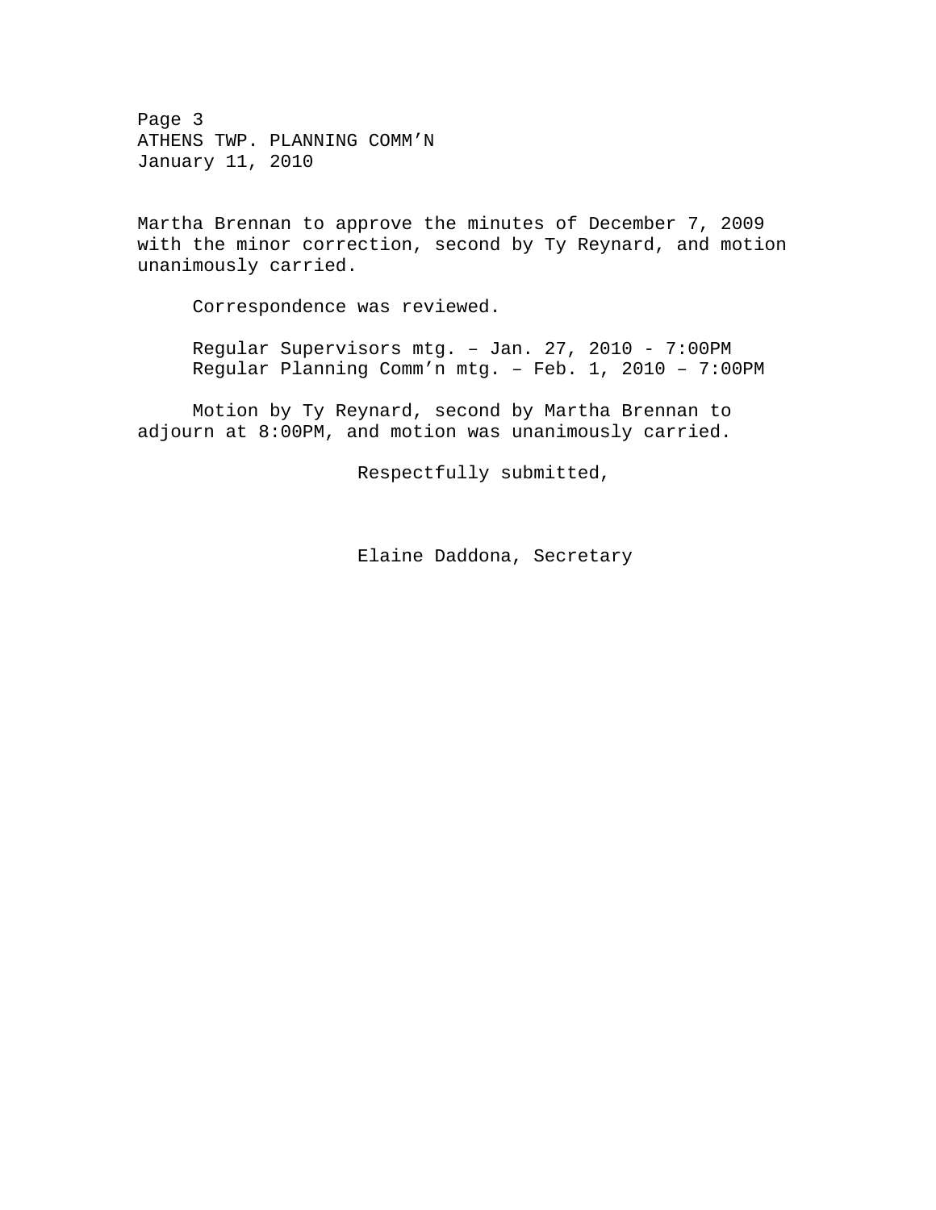Martha Brennan to approve the minutes of December 7, 2009 with the minor correction, second by Ty Reynard, and motion unanimously carried.

Correspondence was reviewed.

Regular Supervisors mtg. – Jan. 27, 2010 - 7:00PM
Regular Planning Comm'n mtg. – Feb. 1, 2010 – 7:00PM

Motion by Ty Reynard, second by Martha Brennan to adjourn at 8:00PM, and motion was unanimously carried.

Respectfully submitted,

Elaine Daddona, Secretary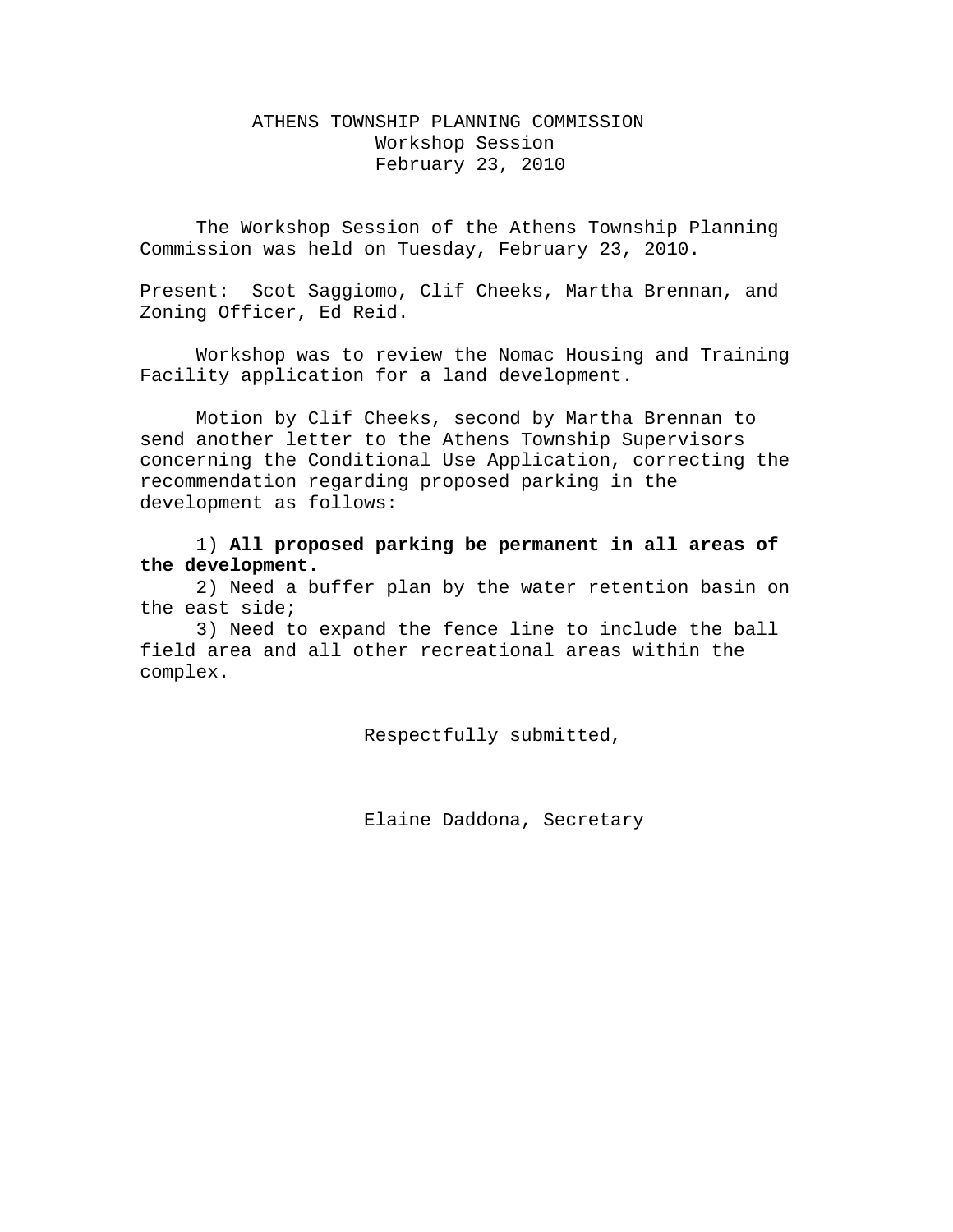# ATHENS TOWNSHIP PLANNING COMMISSION

## Workshop Session

## February 23, 2010

The Workshop Session of the Athens Township Planning Commission was held on Tuesday, February 23, 2010.

Present: Scot Saggiomo, Clif Cheeks, Martha Brennan, and Zoning Officer, Ed Reid.

Workshop was to review the Nomac Housing and Training Facility application for a land development.

Motion by Clif Cheeks, second by Martha Brennan to send another letter to the Athens Township Supervisors concerning the Conditional Use Application, correcting the recommendation regarding proposed parking in the development as follows:

1) **All proposed parking be permanent in all areas of the development.**
2) Need a buffer plan by the water retention basin on the east side;
3) Need to expand the fence line to include the ball field area and all other recreational areas within the complex.

Respectfully submitted,

Elaine Daddona, Secretary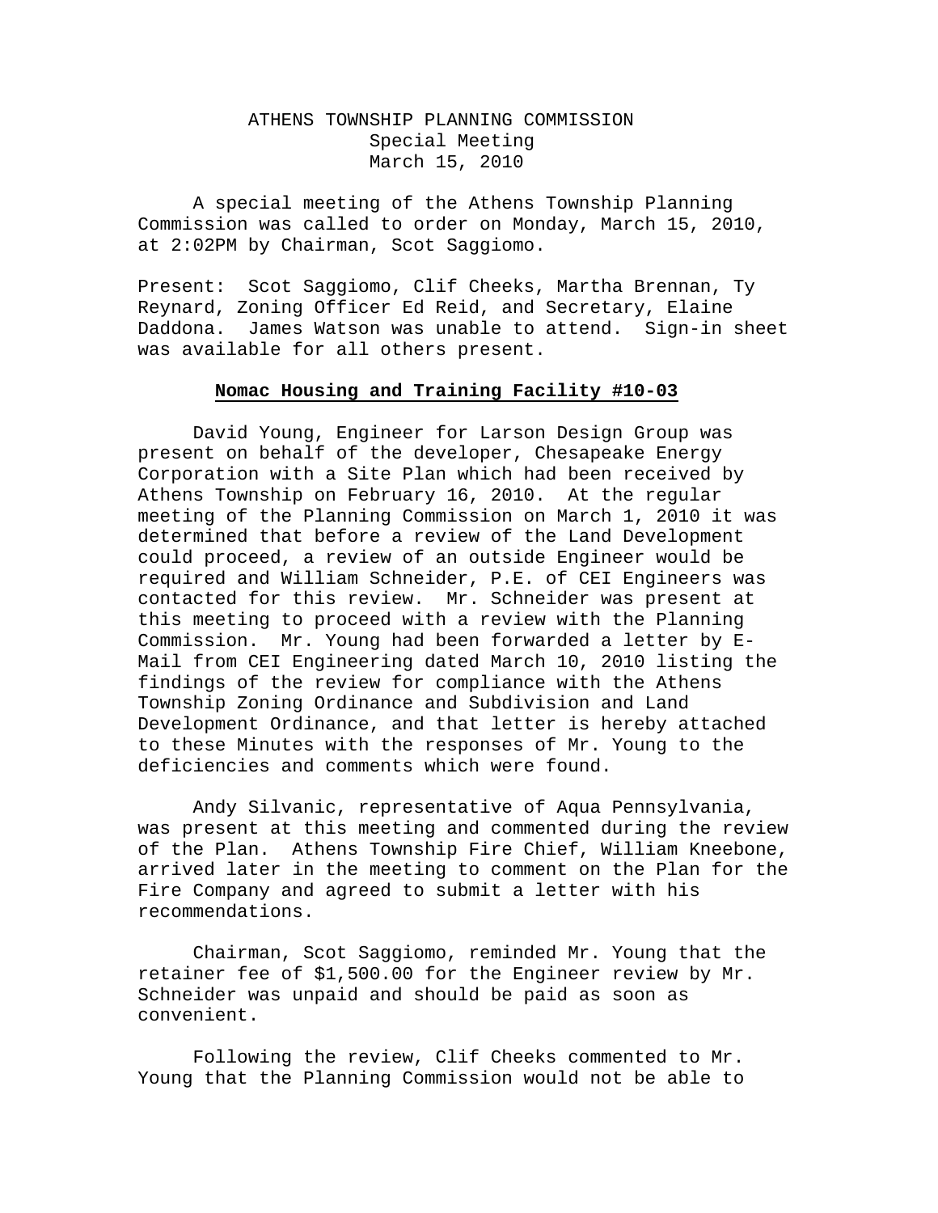# ATHENS TOWNSHIP PLANNING COMMISSION
## Special Meeting
## March 15, 2010

A special meeting of the Athens Township Planning Commission was called to order on Monday, March 15, 2010, at 2:02PM by Chairman, Scot Saggiomo.

Present: Scot Saggiomo, Clif Cheeks, Martha Brennan, Ty Reynard, Zoning Officer Ed Reid, and Secretary, Elaine Daddona. James Watson was unable to attend. Sign-in sheet was available for all others present.

**Nomac Housing and Training Facility #10-03**

David Young, Engineer for Larson Design Group was present on behalf of the developer, Chesapeake Energy Corporation with a Site Plan which had been received by Athens Township on February 16, 2010. At the regular meeting of the Planning Commission on March 1, 2010 it was determined that before a review of the Land Development could proceed, a review of an outside Engineer would be required and William Schneider, P.E. of CEI Engineers was contacted for this review. Mr. Schneider was present at this meeting to proceed with a review with the Planning Commission. Mr. Young had been forwarded a letter by E-Mail from CEI Engineering dated March 10, 2010 listing the findings of the review for compliance with the Athens Township Zoning Ordinance and Subdivision and Land Development Ordinance, and that letter is hereby attached to these Minutes with the responses of Mr. Young to the deficiencies and comments which were found.

Andy Silvanic, representative of Aqua Pennsylvania, was present at this meeting and commented during the review of the Plan. Athens Township Fire Chief, William Kneebone, arrived later in the meeting to comment on the Plan for the Fire Company and agreed to submit a letter with his recommendations.

Chairman, Scot Saggiomo, reminded Mr. Young that the retainer fee of $1,500.00 for the Engineer review by Mr. Schneider was unpaid and should be paid as soon as convenient.

Following the review, Clif Cheeks commented to Mr. Young that the Planning Commission would not be able to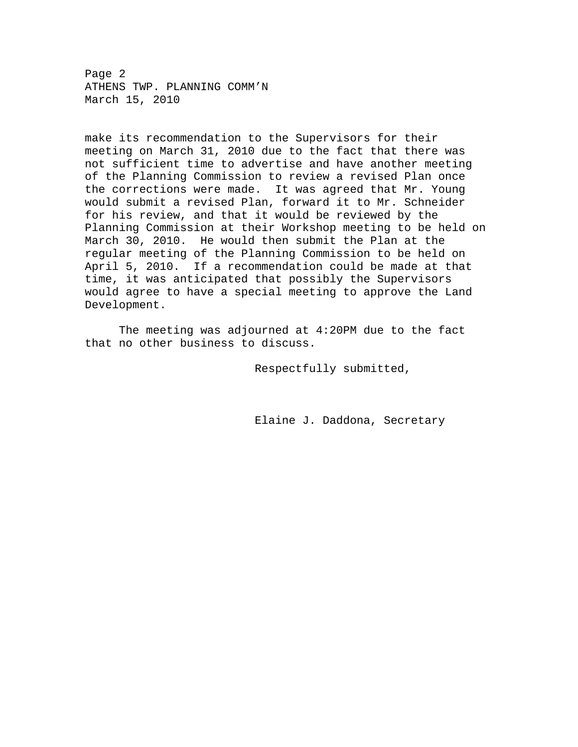make its recommendation to the Supervisors for their meeting on March 31, 2010 due to the fact that there was not sufficient time to advertise and have another meeting of the Planning Commission to review a revised Plan once the corrections were made. It was agreed that Mr. Young would submit a revised Plan, forward it to Mr. Schneider for his review, and that it would be reviewed by the Planning Commission at their Workshop meeting to be held on March 30, 2010. He would then submit the Plan at the regular meeting of the Planning Commission to be held on April 5, 2010. If a recommendation could be made at that time, it was anticipated that possibly the Supervisors would agree to have a special meeting to approve the Land Development.

The meeting was adjourned at 4:20PM due to the fact that no other business to discuss.

Respectfully submitted,

Elaine J. Daddona, Secretary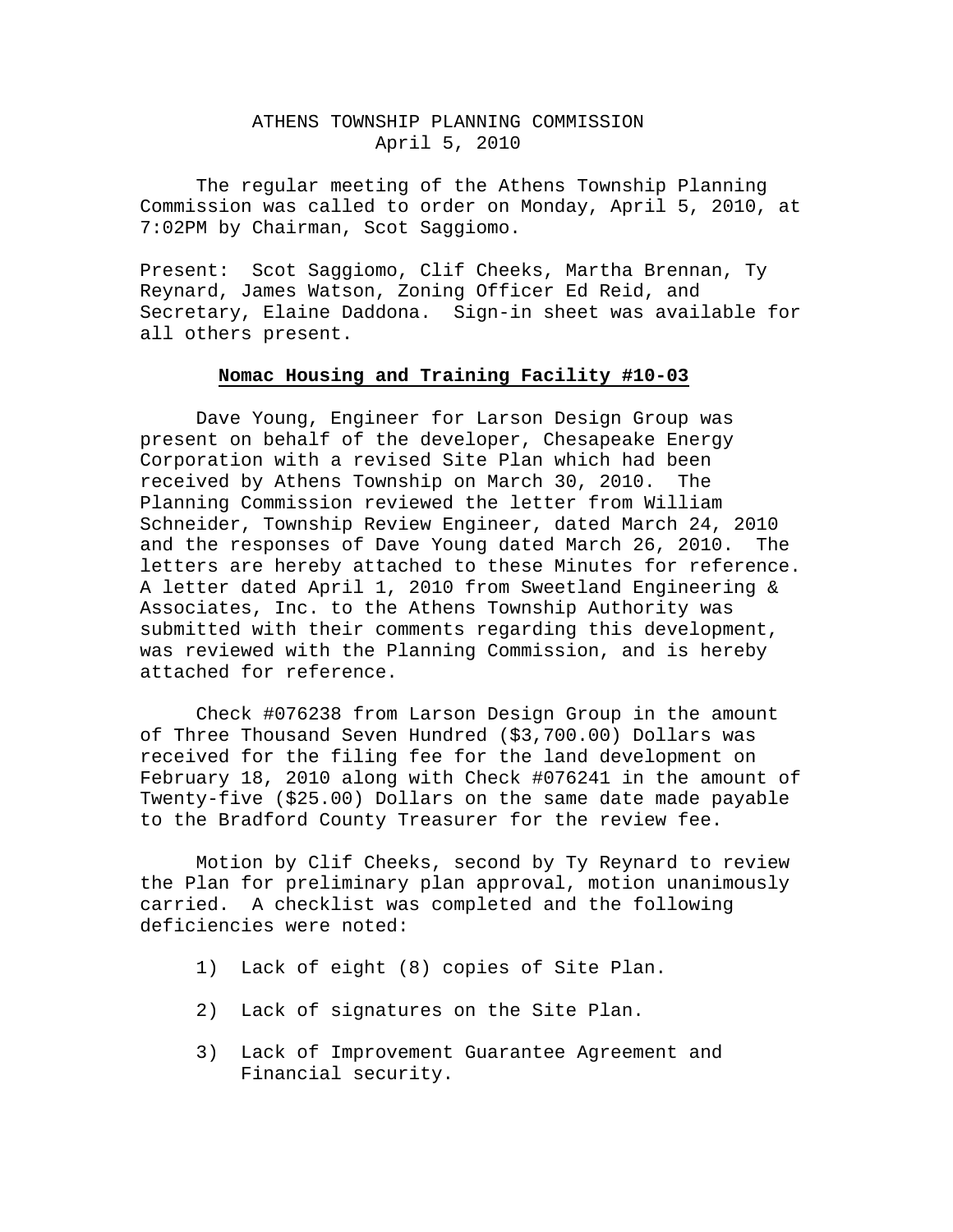# ATHENS TOWNSHIP PLANNING COMMISSION
April 5, 2010

The regular meeting of the Athens Township Planning Commission was called to order on Monday, April 5, 2010, at 7:02PM by Chairman, Scot Saggiomo.

Present: Scot Saggiomo, Clif Cheeks, Martha Brennan, Ty Reynard, James Watson, Zoning Officer Ed Reid, and Secretary, Elaine Daddona. Sign-in sheet was available for all others present.

## Nomac Housing and Training Facility #10-03

Dave Young, Engineer for Larson Design Group was present on behalf of the developer, Chesapeake Energy Corporation with a revised Site Plan which had been received by Athens Township on March 30, 2010. The Planning Commission reviewed the letter from William Schneider, Township Review Engineer, dated March 24, 2010 and the responses of Dave Young dated March 26, 2010. The letters are hereby attached to these Minutes for reference. A letter dated April 1, 2010 from Sweetland Engineering & Associates, Inc. to the Athens Township Authority was submitted with their comments regarding this development, was reviewed with the Planning Commission, and is hereby attached for reference.

Check #076238 from Larson Design Group in the amount of Three Thousand Seven Hundred ($3,700.00) Dollars was received for the filing fee for the land development on February 18, 2010 along with Check #076241 in the amount of Twenty-five ($25.00) Dollars on the same date made payable to the Bradford County Treasurer for the review fee.

Motion by Clif Cheeks, second by Ty Reynard to review the Plan for preliminary plan approval, motion unanimously carried. A checklist was completed and the following deficiencies were noted:

1) Lack of eight (8) copies of Site Plan.
2) Lack of signatures on the Site Plan.
3) Lack of Improvement Guarantee Agreement and Financial security.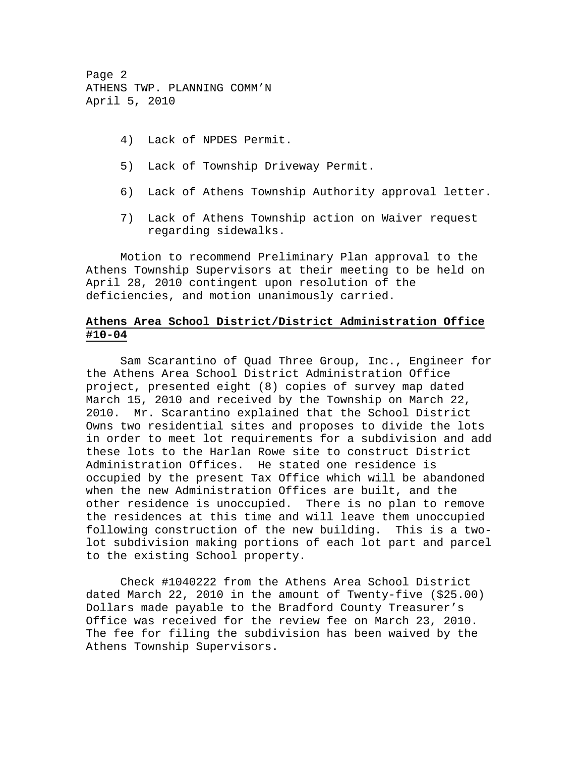4) Lack of NPDES Permit.

5) Lack of Township Driveway Permit.

6) Lack of Athens Township Authority approval letter.

7) Lack of Athens Township action on Waiver request regarding sidewalks.

Motion to recommend Preliminary Plan approval to the Athens Township Supervisors at their meeting to be held on April 28, 2010 contingent upon resolution of the deficiencies, and motion unanimously carried.

**Athens Area School District/District Administration Office #10-04**

Sam Scarantino of Quad Three Group, Inc., Engineer for the Athens Area School District Administration Office project, presented eight (8) copies of survey map dated March 15, 2010 and received by the Township on March 22, 2010. Mr. Scarantino explained that the School District Owns two residential sites and proposes to divide the lots in order to meet lot requirements for a subdivision and add these lots to the Harlan Rowe site to construct District Administration Offices. He stated one residence is occupied by the present Tax Office which will be abandoned when the new Administration Offices are built, and the other residence is unoccupied. There is no plan to remove the residences at this time and will leave them unoccupied following construction of the new building. This is a two-lot subdivision making portions of each lot part and parcel to the existing School property.

Check #1040222 from the Athens Area School District dated March 22, 2010 in the amount of Twenty-five ($25.00) Dollars made payable to the Bradford County Treasurer's Office was received for the review fee on March 23, 2010. The fee for filing the subdivision has been waived by the Athens Township Supervisors.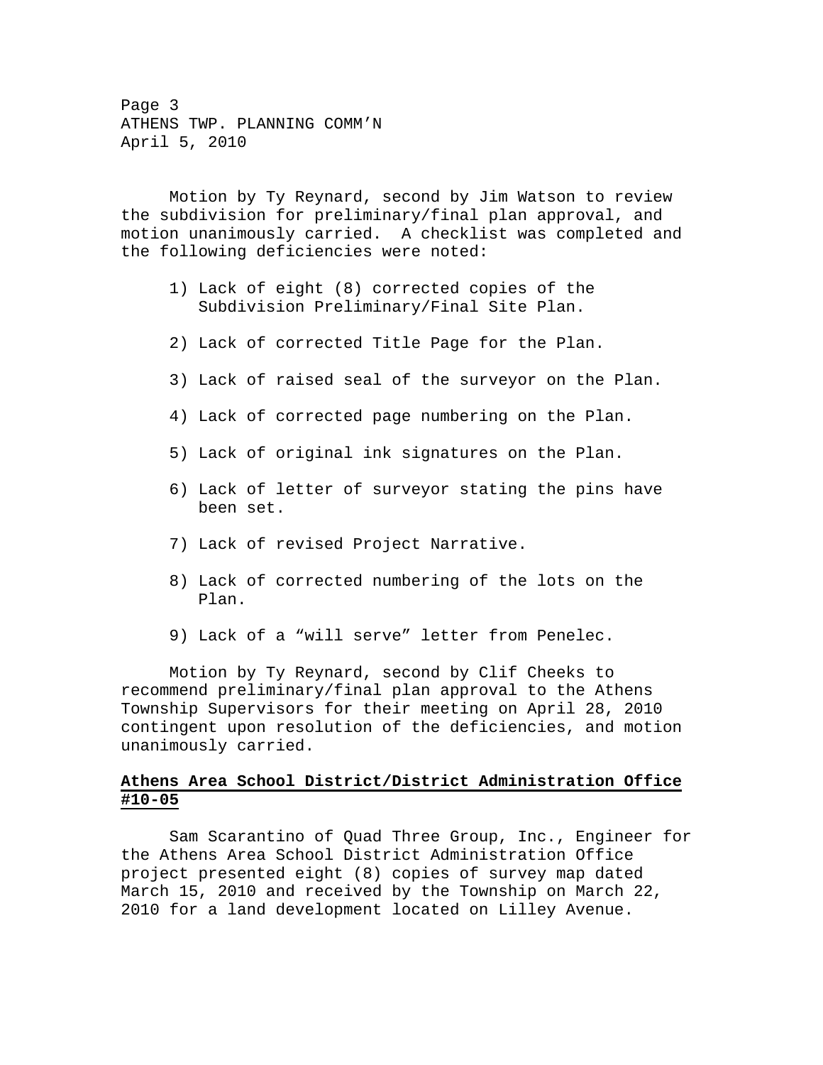Motion by Ty Reynard, second by Jim Watson to review the subdivision for preliminary/final plan approval, and motion unanimously carried. A checklist was completed and the following deficiencies were noted:

1) Lack of eight (8) corrected copies of the Subdivision Preliminary/Final Site Plan.

2) Lack of corrected Title Page for the Plan.

3) Lack of raised seal of the surveyor on the Plan.

4) Lack of corrected page numbering on the Plan.

5) Lack of original ink signatures on the Plan.

6) Lack of letter of surveyor stating the pins have been set.

7) Lack of revised Project Narrative.

8) Lack of corrected numbering of the lots on the Plan.

9) Lack of a "will serve" letter from Penelec.

Motion by Ty Reynard, second by Clif Cheeks to recommend preliminary/final plan approval to the Athens Township Supervisors for their meeting on April 28, 2010 contingent upon resolution of the deficiencies, and motion unanimously carried.

**Athens Area School District/District Administration Office #10-05**

Sam Scarantino of Quad Three Group, Inc., Engineer for the Athens Area School District Administration Office project presented eight (8) copies of survey map dated March 15, 2010 and received by the Township on March 22, 2010 for a land development located on Lilley Avenue.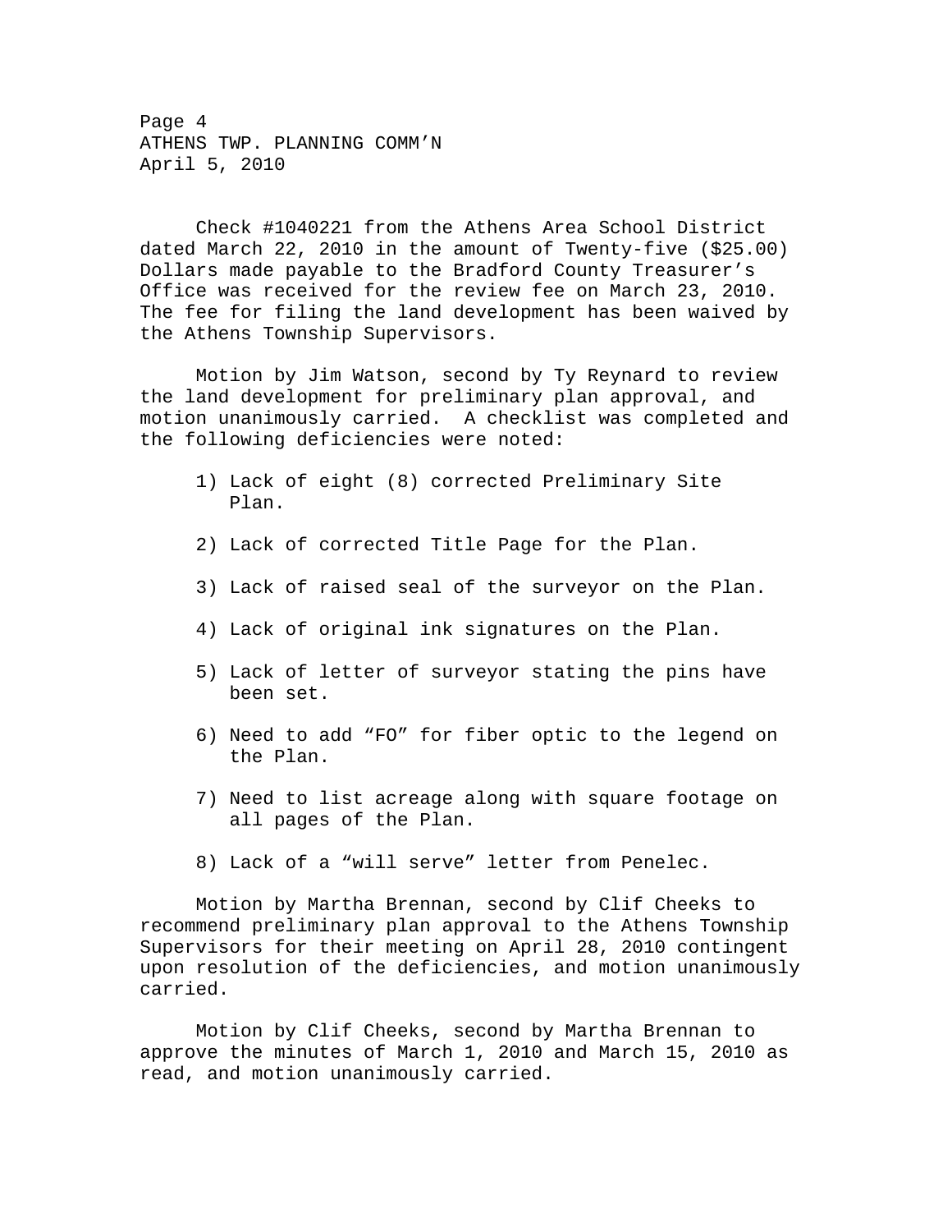Check #1040221 from the Athens Area School District dated March 22, 2010 in the amount of Twenty-five ($25.00) Dollars made payable to the Bradford County Treasurer's Office was received for the review fee on March 23, 2010. The fee for filing the land development has been waived by the Athens Township Supervisors.

Motion by Jim Watson, second by Ty Reynard to review the land development for preliminary plan approval, and motion unanimously carried. A checklist was completed and the following deficiencies were noted:

1) Lack of eight (8) corrected Preliminary Site Plan.

2) Lack of corrected Title Page for the Plan.

3) Lack of raised seal of the surveyor on the Plan.

4) Lack of original ink signatures on the Plan.

5) Lack of letter of surveyor stating the pins have been set.

6) Need to add "FO" for fiber optic to the legend on the Plan.

7) Need to list acreage along with square footage on all pages of the Plan.

8) Lack of a "will serve" letter from Penelec.

Motion by Martha Brennan, second by Clif Cheeks to recommend preliminary plan approval to the Athens Township Supervisors for their meeting on April 28, 2010 contingent upon resolution of the deficiencies, and motion unanimously carried.

Motion by Clif Cheeks, second by Martha Brennan to approve the minutes of March 1, 2010 and March 15, 2010 as read, and motion unanimously carried.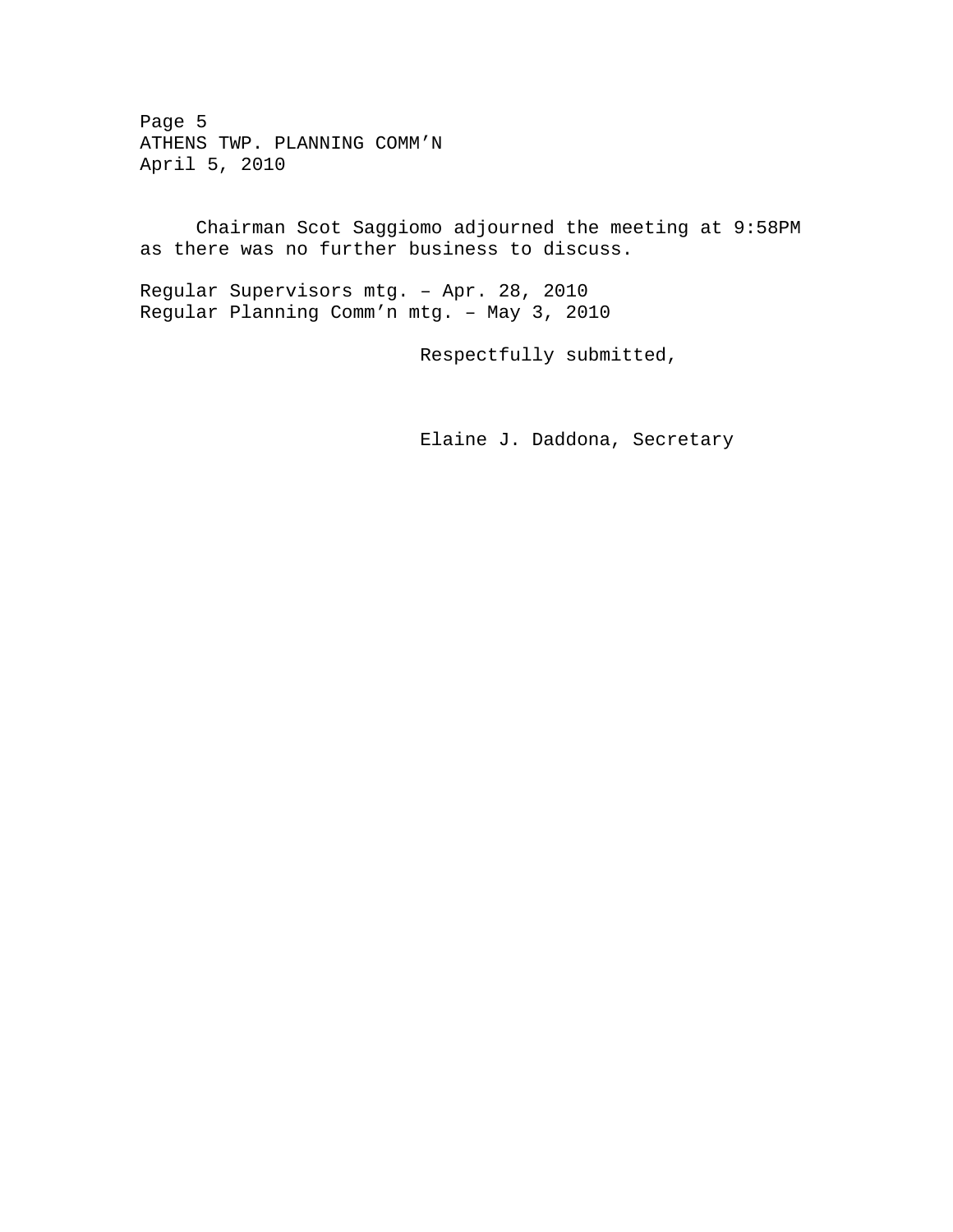Chairman Scot Saggiomo adjourned the meeting at 9:58PM as there was no further business to discuss.

Regular Supervisors mtg. – Apr. 28, 2010
Regular Planning Comm'n mtg. – May 3, 2010

Respectfully submitted,

Elaine J. Daddona, Secretary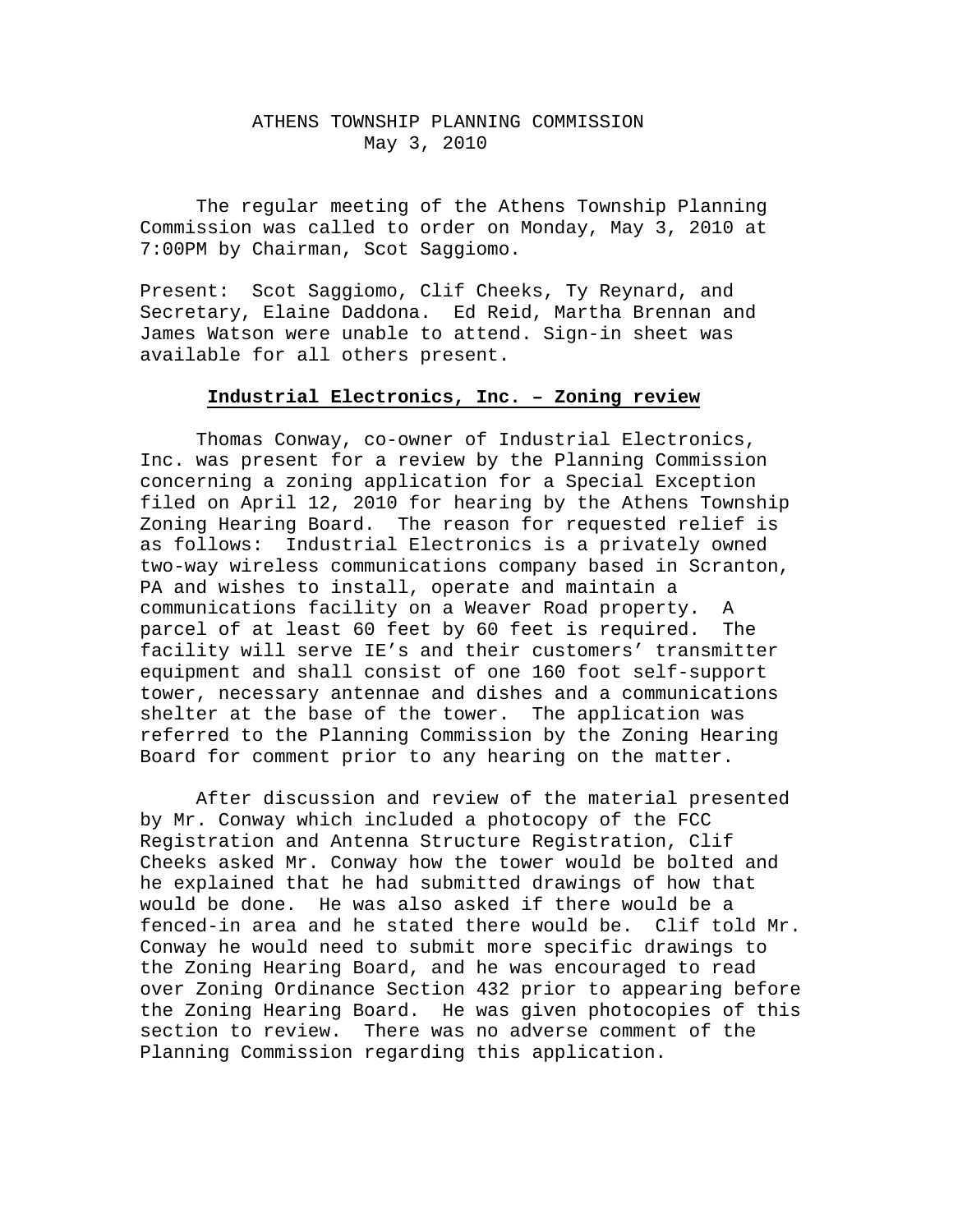# ATHENS TOWNSHIP PLANNING COMMISSION
May 3, 2010

The regular meeting of the Athens Township Planning Commission was called to order on Monday, May 3, 2010 at 7:00PM by Chairman, Scot Saggiomo.

Present: Scot Saggiomo, Clif Cheeks, Ty Reynard, and Secretary, Elaine Daddona. Ed Reid, Martha Brennan and James Watson were unable to attend. Sign-in sheet was available for all others present.

## **Industrial Electronics, Inc. – Zoning review**

Thomas Conway, co-owner of Industrial Electronics, Inc. was present for a review by the Planning Commission concerning a zoning application for a Special Exception filed on April 12, 2010 for hearing by the Athens Township Zoning Hearing Board. The reason for requested relief is as follows: Industrial Electronics is a privately owned two-way wireless communications company based in Scranton, PA and wishes to install, operate and maintain a communications facility on a Weaver Road property. A parcel of at least 60 feet by 60 feet is required. The facility will serve IE's and their customers' transmitter equipment and shall consist of one 160 foot self-support tower, necessary antennae and dishes and a communications shelter at the base of the tower. The application was referred to the Planning Commission by the Zoning Hearing Board for comment prior to any hearing on the matter.

After discussion and review of the material presented by Mr. Conway which included a photocopy of the FCC Registration and Antenna Structure Registration, Clif Cheeks asked Mr. Conway how the tower would be bolted and he explained that he had submitted drawings of how that would be done. He was also asked if there would be a fenced-in area and he stated there would be. Clif told Mr. Conway he would need to submit more specific drawings to the Zoning Hearing Board, and he was encouraged to read over Zoning Ordinance Section 432 prior to appearing before the Zoning Hearing Board. He was given photocopies of this section to review. There was no adverse comment of the Planning Commission regarding this application.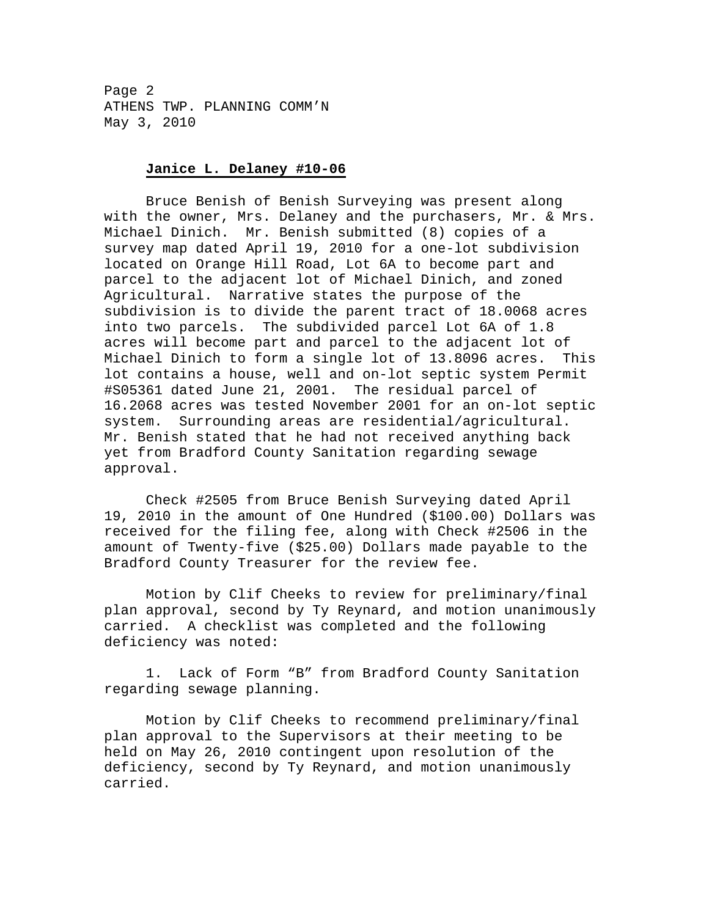**Janice L. Delaney #10-06**

Bruce Benish of Benish Surveying was present along with the owner, Mrs. Delaney and the purchasers, Mr. & Mrs. Michael Dinich. Mr. Benish submitted (8) copies of a survey map dated April 19, 2010 for a one-lot subdivision located on Orange Hill Road, Lot 6A to become part and parcel to the adjacent lot of Michael Dinich, and zoned Agricultural. Narrative states the purpose of the subdivision is to divide the parent tract of 18.0068 acres into two parcels. The subdivided parcel Lot 6A of 1.8 acres will become part and parcel to the adjacent lot of Michael Dinich to form a single lot of 13.8096 acres. This lot contains a house, well and on-lot septic system Permit #S05361 dated June 21, 2001. The residual parcel of 16.2068 acres was tested November 2001 for an on-lot septic system. Surrounding areas are residential/agricultural. Mr. Benish stated that he had not received anything back yet from Bradford County Sanitation regarding sewage approval.

Check #2505 from Bruce Benish Surveying dated April 19, 2010 in the amount of One Hundred ($100.00) Dollars was received for the filing fee, along with Check #2506 in the amount of Twenty-five ($25.00) Dollars made payable to the Bradford County Treasurer for the review fee.

Motion by Clif Cheeks to review for preliminary/final plan approval, second by Ty Reynard, and motion unanimously carried. A checklist was completed and the following deficiency was noted:

1. Lack of Form "B" from Bradford County Sanitation regarding sewage planning.

Motion by Clif Cheeks to recommend preliminary/final plan approval to the Supervisors at their meeting to be held on May 26, 2010 contingent upon resolution of the deficiency, second by Ty Reynard, and motion unanimously carried.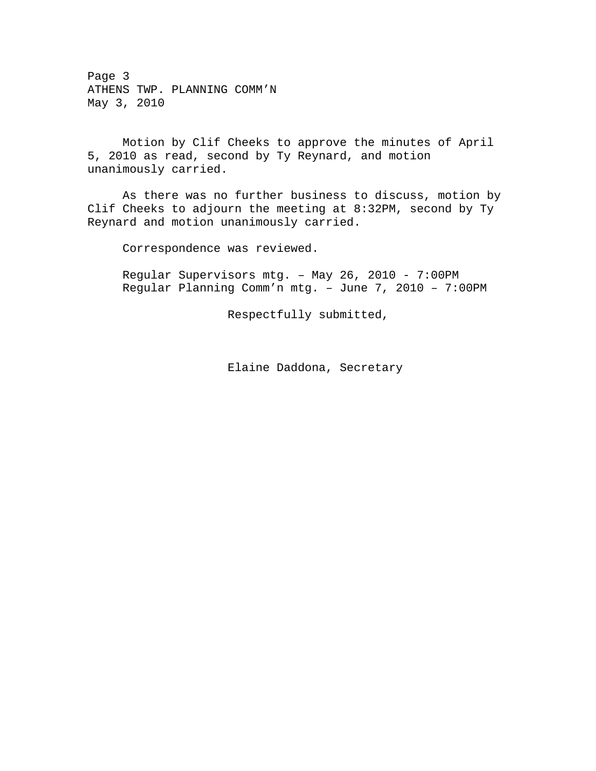Motion by Clif Cheeks to approve the minutes of April 5, 2010 as read, second by Ty Reynard, and motion unanimously carried.

As there was no further business to discuss, motion by Clif Cheeks to adjourn the meeting at 8:32PM, second by Ty Reynard and motion unanimously carried.

Correspondence was reviewed.

Regular Supervisors mtg. – May 26, 2010 - 7:00PM
Regular Planning Comm'n mtg. – June 7, 2010 – 7:00PM

Respectfully submitted,

Elaine Daddona, Secretary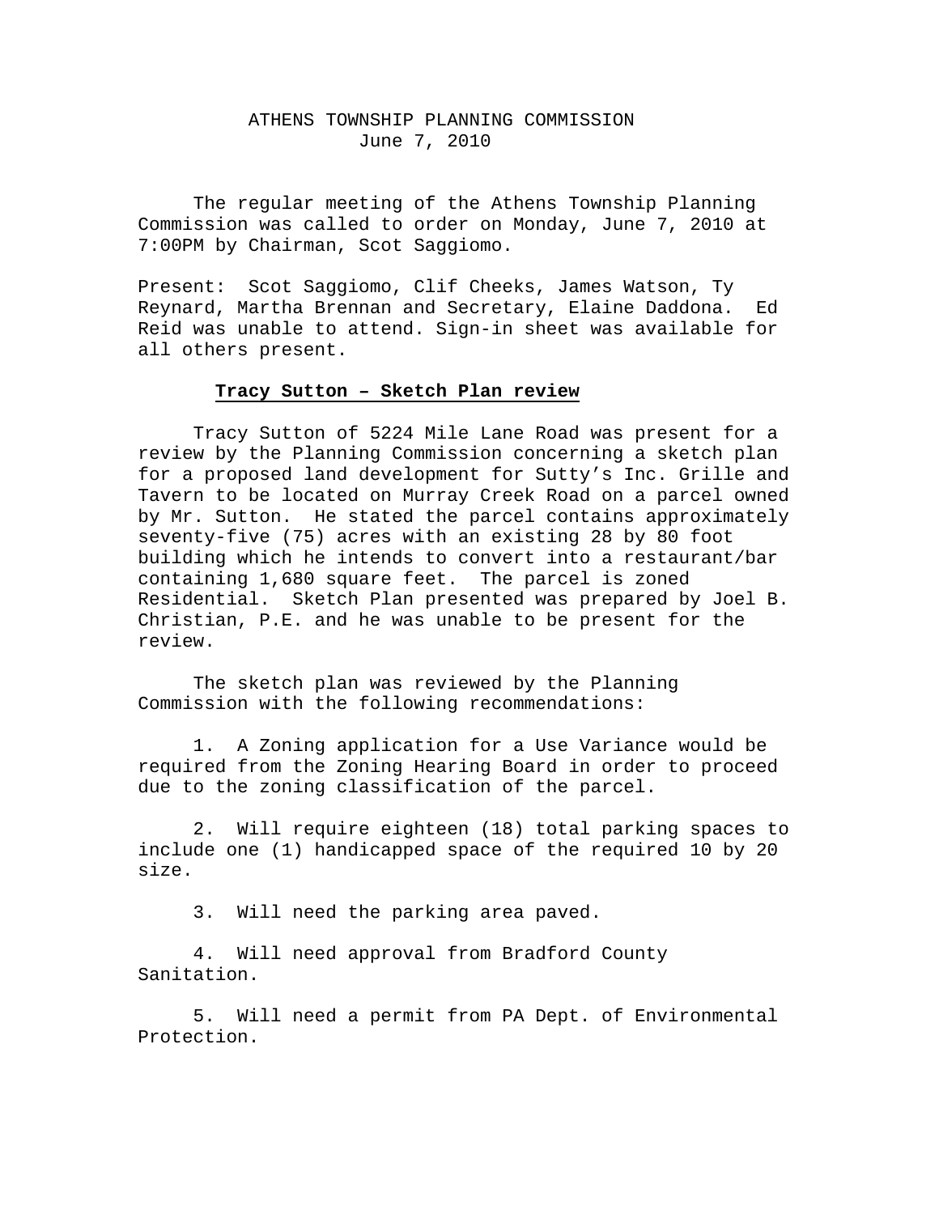# ATHENS TOWNSHIP PLANNING COMMISSION
June 7, 2010

The regular meeting of the Athens Township Planning Commission was called to order on Monday, June 7, 2010 at 7:00PM by Chairman, Scot Saggiomo.

Present: Scot Saggiomo, Clif Cheeks, James Watson, Ty Reynard, Martha Brennan and Secretary, Elaine Daddona. Ed Reid was unable to attend. Sign-in sheet was available for all others present.

**Tracy Sutton – Sketch Plan review**

Tracy Sutton of 5224 Mile Lane Road was present for a review by the Planning Commission concerning a sketch plan for a proposed land development for Sutty's Inc. Grille and Tavern to be located on Murray Creek Road on a parcel owned by Mr. Sutton. He stated the parcel contains approximately seventy-five (75) acres with an existing 28 by 80 foot building which he intends to convert into a restaurant/bar containing 1,680 square feet. The parcel is zoned Residential. Sketch Plan presented was prepared by Joel B. Christian, P.E. and he was unable to be present for the review.

The sketch plan was reviewed by the Planning Commission with the following recommendations:

1. A Zoning application for a Use Variance would be required from the Zoning Hearing Board in order to proceed due to the zoning classification of the parcel.

2. Will require eighteen (18) total parking spaces to include one (1) handicapped space of the required 10 by 20 size.

3. Will need the parking area paved.

4. Will need approval from Bradford County Sanitation.

5. Will need a permit from PA Dept. of Environmental Protection.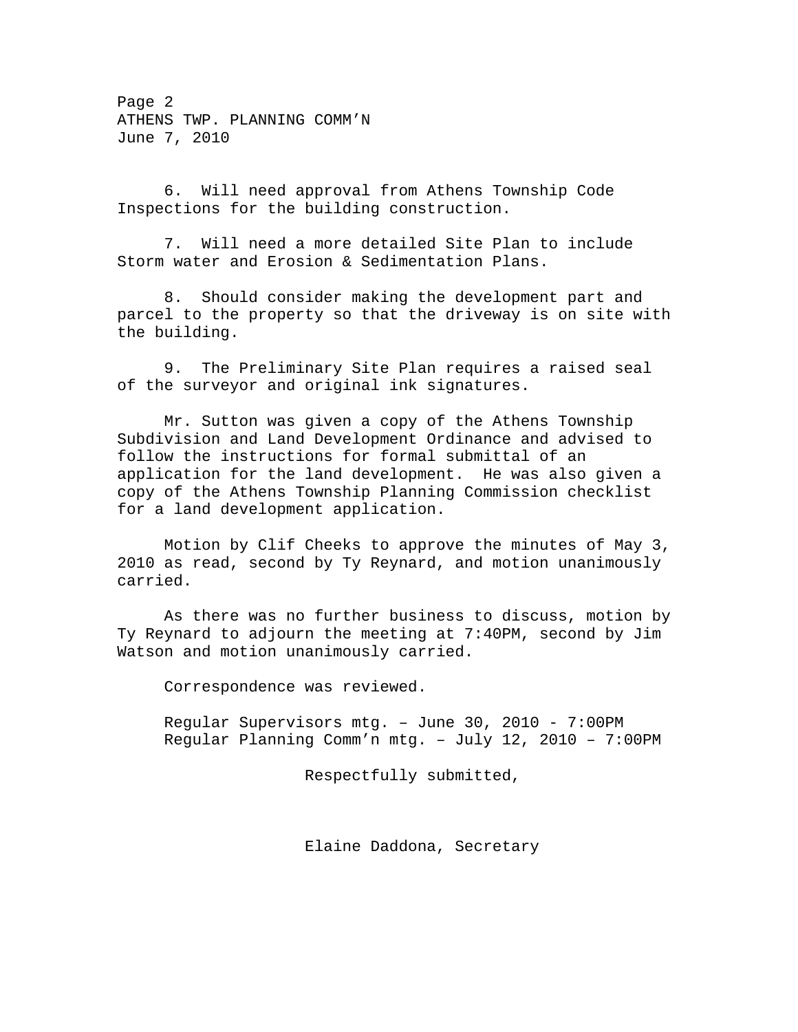6. Will need approval from Athens Township Code Inspections for the building construction.

7. Will need a more detailed Site Plan to include Storm water and Erosion & Sedimentation Plans.

8. Should consider making the development part and parcel to the property so that the driveway is on site with the building.

9. The Preliminary Site Plan requires a raised seal of the surveyor and original ink signatures.

Mr. Sutton was given a copy of the Athens Township Subdivision and Land Development Ordinance and advised to follow the instructions for formal submittal of an application for the land development. He was also given a copy of the Athens Township Planning Commission checklist for a land development application.

Motion by Clif Cheeks to approve the minutes of May 3, 2010 as read, second by Ty Reynard, and motion unanimously carried.

As there was no further business to discuss, motion by Ty Reynard to adjourn the meeting at 7:40PM, second by Jim Watson and motion unanimously carried.

Correspondence was reviewed.

Regular Supervisors mtg. – June 30, 2010 - 7:00PM
Regular Planning Comm'n mtg. – July 12, 2010 – 7:00PM

Respectfully submitted,

Elaine Daddona, Secretary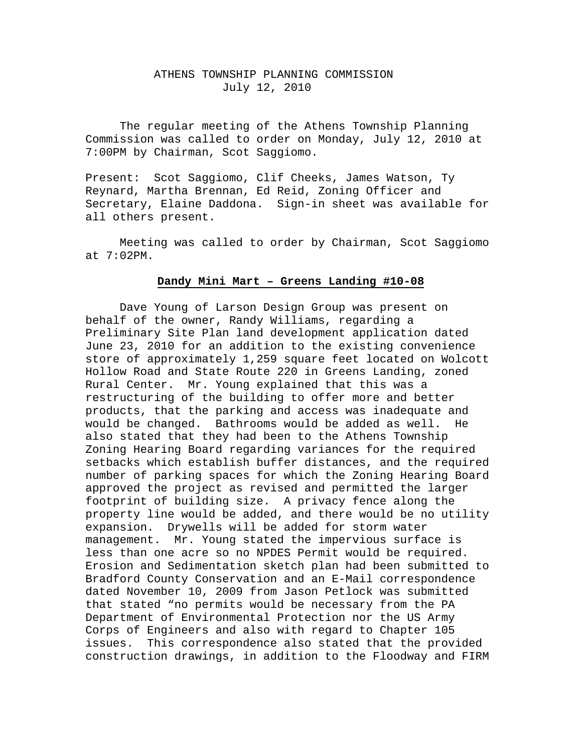# ATHENS TOWNSHIP PLANNING COMMISSION
July 12, 2010

The regular meeting of the Athens Township Planning Commission was called to order on Monday, July 12, 2010 at 7:00PM by Chairman, Scot Saggiomo.

Present: Scot Saggiomo, Clif Cheeks, James Watson, Ty Reynard, Martha Brennan, Ed Reid, Zoning Officer and Secretary, Elaine Daddona. Sign-in sheet was available for all others present.

Meeting was called to order by Chairman, Scot Saggiomo at 7:02PM.

**Dandy Mini Mart – Greens Landing #10-08**

Dave Young of Larson Design Group was present on behalf of the owner, Randy Williams, regarding a Preliminary Site Plan land development application dated June 23, 2010 for an addition to the existing convenience store of approximately 1,259 square feet located on Wolcott Hollow Road and State Route 220 in Greens Landing, zoned Rural Center. Mr. Young explained that this was a restructuring of the building to offer more and better products, that the parking and access was inadequate and would be changed. Bathrooms would be added as well. He also stated that they had been to the Athens Township Zoning Hearing Board regarding variances for the required setbacks which establish buffer distances, and the required number of parking spaces for which the Zoning Hearing Board approved the project as revised and permitted the larger footprint of building size. A privacy fence along the property line would be added, and there would be no utility expansion. Drywells will be added for storm water management. Mr. Young stated the impervious surface is less than one acre so no NPDES Permit would be required. Erosion and Sedimentation sketch plan had been submitted to Bradford County Conservation and an E-Mail correspondence dated November 10, 2009 from Jason Petlock was submitted that stated "no permits would be necessary from the PA Department of Environmental Protection nor the US Army Corps of Engineers and also with regard to Chapter 105 issues. This correspondence also stated that the provided construction drawings, in addition to the Floodway and FIRM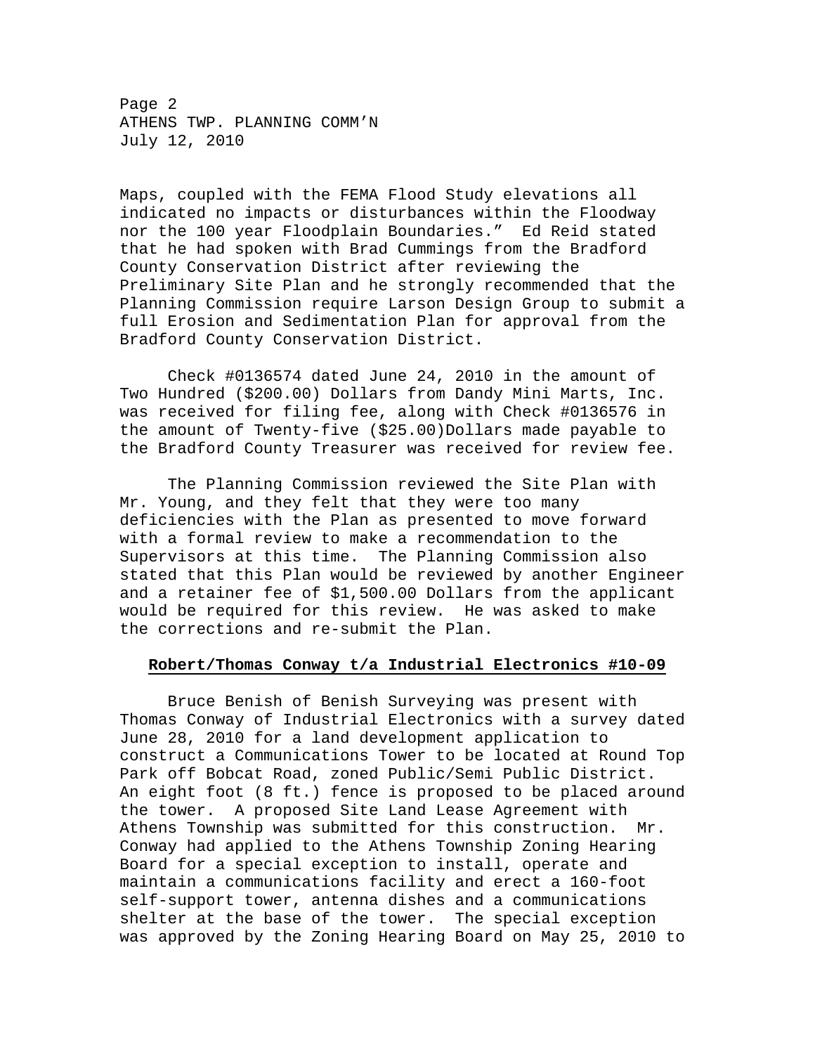Maps, coupled with the FEMA Flood Study elevations all indicated no impacts or disturbances within the Floodway nor the 100 year Floodplain Boundaries." Ed Reid stated that he had spoken with Brad Cummings from the Bradford County Conservation District after reviewing the Preliminary Site Plan and he strongly recommended that the Planning Commission require Larson Design Group to submit a full Erosion and Sedimentation Plan for approval from the Bradford County Conservation District.

Check #0136574 dated June 24, 2010 in the amount of Two Hundred ($200.00) Dollars from Dandy Mini Marts, Inc. was received for filing fee, along with Check #0136576 in the amount of Twenty-five ($25.00)Dollars made payable to the Bradford County Treasurer was received for review fee.

The Planning Commission reviewed the Site Plan with Mr. Young, and they felt that they were too many deficiencies with the Plan as presented to move forward with a formal review to make a recommendation to the Supervisors at this time. The Planning Commission also stated that this Plan would be reviewed by another Engineer and a retainer fee of $1,500.00 Dollars from the applicant would be required for this review. He was asked to make the corrections and re-submit the Plan.

**Robert/Thomas Conway t/a Industrial Electronics #10-09**

Bruce Benish of Benish Surveying was present with Thomas Conway of Industrial Electronics with a survey dated June 28, 2010 for a land development application to construct a Communications Tower to be located at Round Top Park off Bobcat Road, zoned Public/Semi Public District. An eight foot (8 ft.) fence is proposed to be placed around the tower. A proposed Site Land Lease Agreement with Athens Township was submitted for this construction. Mr. Conway had applied to the Athens Township Zoning Hearing Board for a special exception to install, operate and maintain a communications facility and erect a 160-foot self-support tower, antenna dishes and a communications shelter at the base of the tower. The special exception was approved by the Zoning Hearing Board on May 25, 2010 to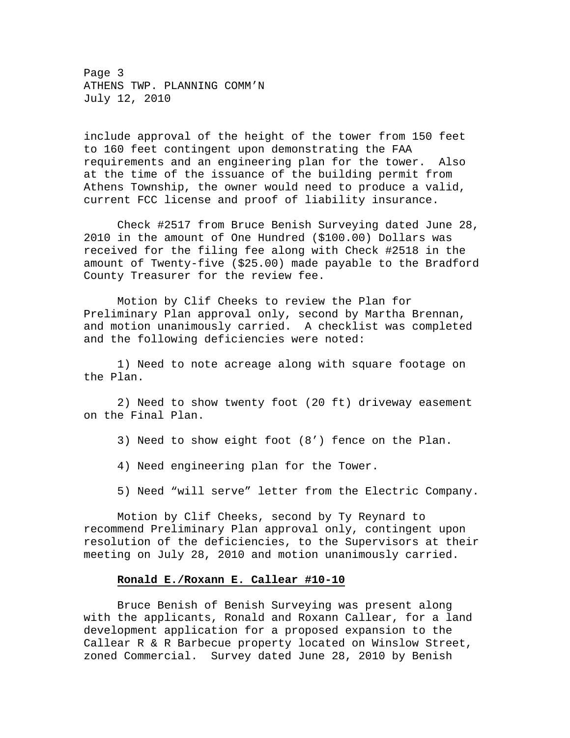include approval of the height of the tower from 150 feet to 160 feet contingent upon demonstrating the FAA requirements and an engineering plan for the tower. Also at the time of the issuance of the building permit from Athens Township, the owner would need to produce a valid, current FCC license and proof of liability insurance.

Check #2517 from Bruce Benish Surveying dated June 28, 2010 in the amount of One Hundred ($100.00) Dollars was received for the filing fee along with Check #2518 in the amount of Twenty-five ($25.00) made payable to the Bradford County Treasurer for the review fee.

Motion by Clif Cheeks to review the Plan for Preliminary Plan approval only, second by Martha Brennan, and motion unanimously carried. A checklist was completed and the following deficiencies were noted:

1) Need to note acreage along with square footage on the Plan.

2) Need to show twenty foot (20 ft) driveway easement on the Final Plan.

3) Need to show eight foot (8') fence on the Plan.

4) Need engineering plan for the Tower.

5) Need "will serve" letter from the Electric Company.

Motion by Clif Cheeks, second by Ty Reynard to recommend Preliminary Plan approval only, contingent upon resolution of the deficiencies, to the Supervisors at their meeting on July 28, 2010 and motion unanimously carried.

**Ronald E./Roxann E. Callear #10-10**

Bruce Benish of Benish Surveying was present along with the applicants, Ronald and Roxann Callear, for a land development application for a proposed expansion to the Callear R & R Barbecue property located on Winslow Street, zoned Commercial. Survey dated June 28, 2010 by Benish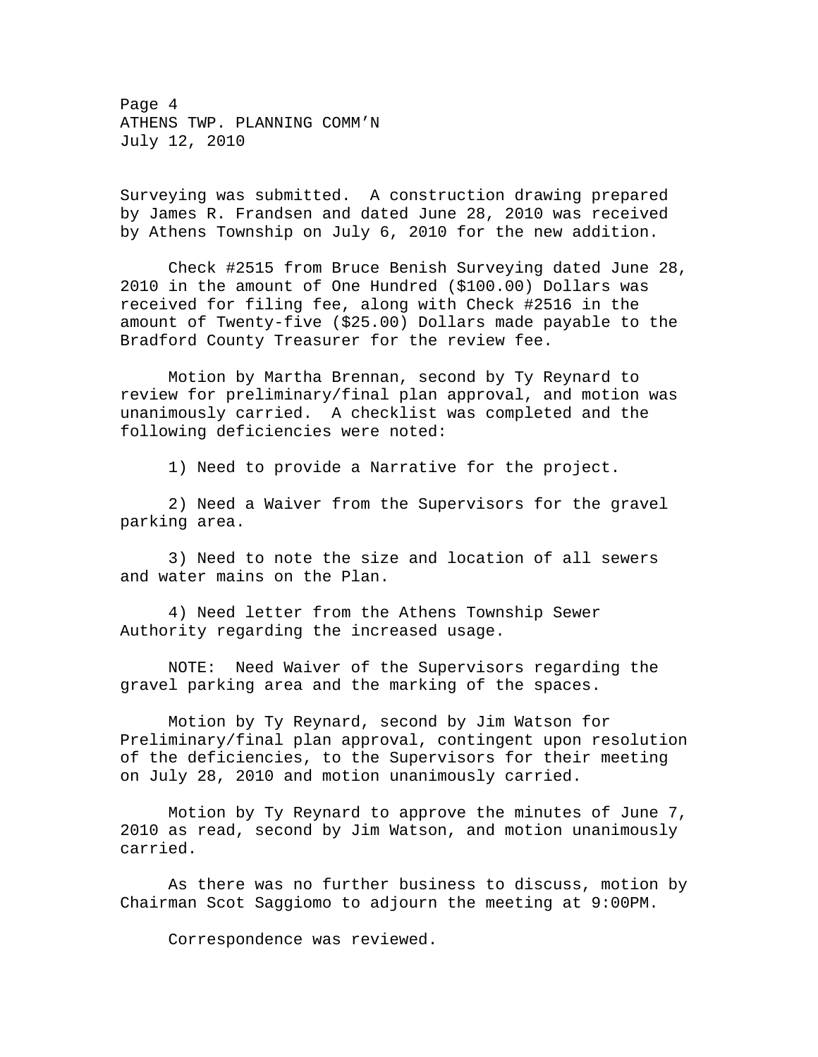Surveying was submitted. A construction drawing prepared by James R. Frandsen and dated June 28, 2010 was received by Athens Township on July 6, 2010 for the new addition.

Check #2515 from Bruce Benish Surveying dated June 28, 2010 in the amount of One Hundred ($100.00) Dollars was received for filing fee, along with Check #2516 in the amount of Twenty-five ($25.00) Dollars made payable to the Bradford County Treasurer for the review fee.

Motion by Martha Brennan, second by Ty Reynard to review for preliminary/final plan approval, and motion was unanimously carried. A checklist was completed and the following deficiencies were noted:

1) Need to provide a Narrative for the project.

2) Need a Waiver from the Supervisors for the gravel parking area.

3) Need to note the size and location of all sewers and water mains on the Plan.

4) Need letter from the Athens Township Sewer Authority regarding the increased usage.

NOTE: Need Waiver of the Supervisors regarding the gravel parking area and the marking of the spaces.

Motion by Ty Reynard, second by Jim Watson for Preliminary/final plan approval, contingent upon resolution of the deficiencies, to the Supervisors for their meeting on July 28, 2010 and motion unanimously carried.

Motion by Ty Reynard to approve the minutes of June 7, 2010 as read, second by Jim Watson, and motion unanimously carried.

As there was no further business to discuss, motion by Chairman Scot Saggiomo to adjourn the meeting at 9:00PM.

Correspondence was reviewed.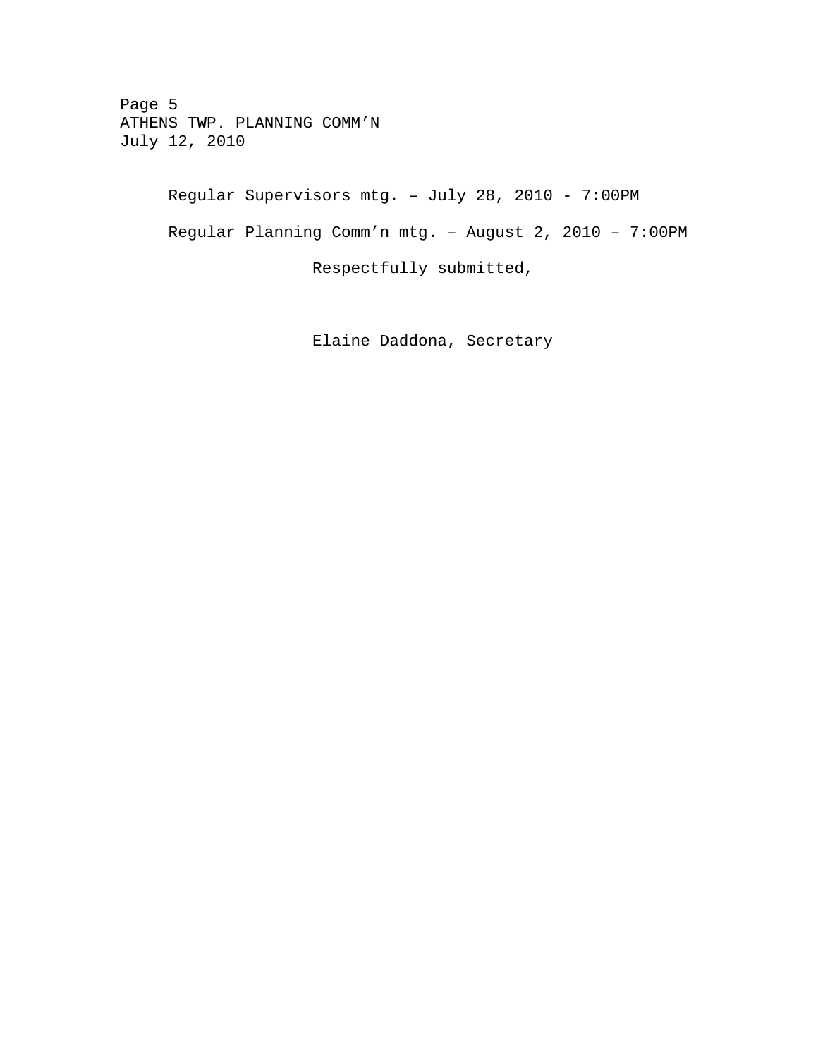Regular Supervisors mtg. – July 28, 2010 - 7:00PM

Regular Planning Comm'n mtg. – August 2, 2010 – 7:00PM

Respectfully submitted,

Elaine Daddona, Secretary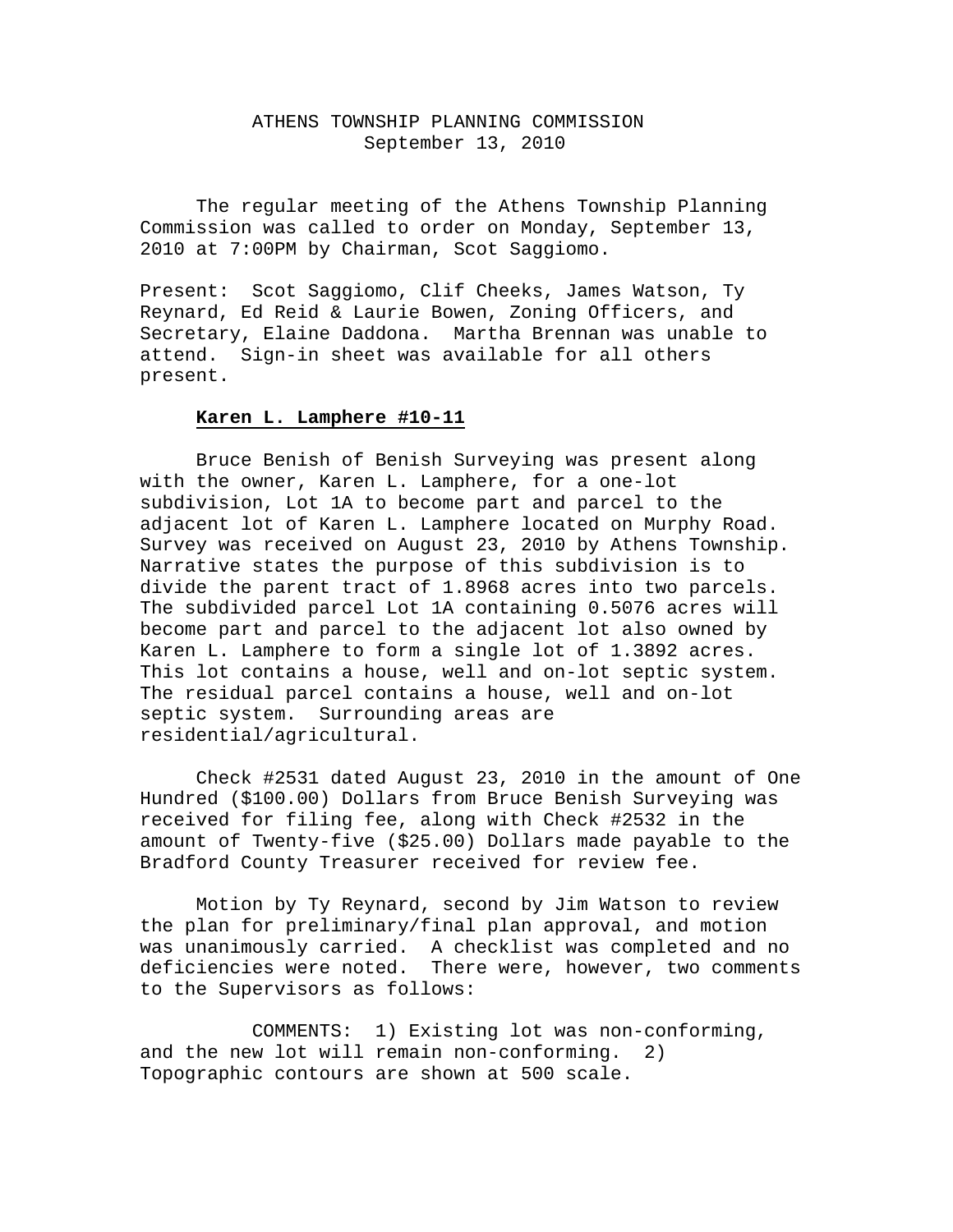# ATHENS TOWNSHIP PLANNING COMMISSION

September 13, 2010

The regular meeting of the Athens Township Planning Commission was called to order on Monday, September 13, 2010 at 7:00PM by Chairman, Scot Saggiomo.

Present: Scot Saggiomo, Clif Cheeks, James Watson, Ty Reynard, Ed Reid & Laurie Bowen, Zoning Officers, and Secretary, Elaine Daddona. Martha Brennan was unable to attend. Sign-in sheet was available for all others present.

**Karen L. Lamphere #10-11**

Bruce Benish of Benish Surveying was present along with the owner, Karen L. Lamphere, for a one-lot subdivision, Lot 1A to become part and parcel to the adjacent lot of Karen L. Lamphere located on Murphy Road. Survey was received on August 23, 2010 by Athens Township. Narrative states the purpose of this subdivision is to divide the parent tract of 1.8968 acres into two parcels. The subdivided parcel Lot 1A containing 0.5076 acres will become part and parcel to the adjacent lot also owned by Karen L. Lamphere to form a single lot of 1.3892 acres. This lot contains a house, well and on-lot septic system. The residual parcel contains a house, well and on-lot septic system. Surrounding areas are residential/agricultural.

Check #2531 dated August 23, 2010 in the amount of One Hundred ($100.00) Dollars from Bruce Benish Surveying was received for filing fee, along with Check #2532 in the amount of Twenty-five ($25.00) Dollars made payable to the Bradford County Treasurer received for review fee.

Motion by Ty Reynard, second by Jim Watson to review the plan for preliminary/final plan approval, and motion was unanimously carried. A checklist was completed and no deficiencies were noted. There were, however, two comments to the Supervisors as follows:

COMMENTS: 1) Existing lot was non-conforming, and the new lot will remain non-conforming. 2) Topographic contours are shown at 500 scale.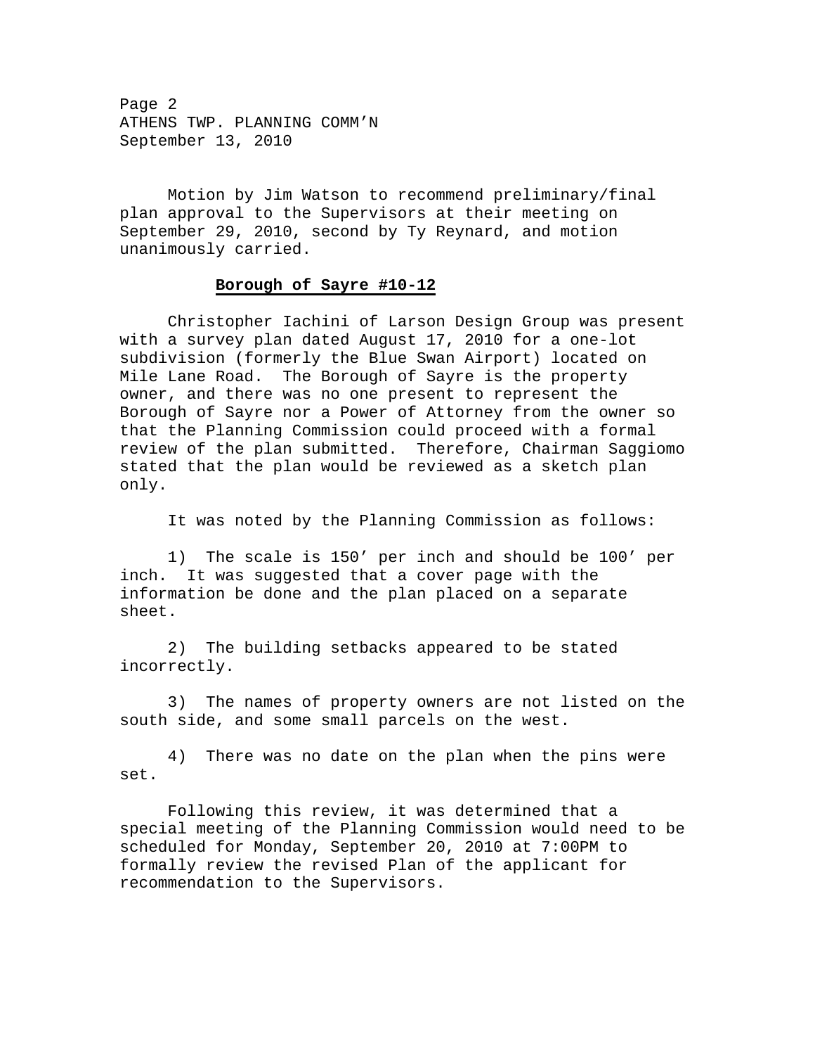Motion by Jim Watson to recommend preliminary/final plan approval to the Supervisors at their meeting on September 29, 2010, second by Ty Reynard, and motion unanimously carried.

**Borough of Sayre #10-12**

Christopher Iachini of Larson Design Group was present with a survey plan dated August 17, 2010 for a one-lot subdivision (formerly the Blue Swan Airport) located on Mile Lane Road. The Borough of Sayre is the property owner, and there was no one present to represent the Borough of Sayre nor a Power of Attorney from the owner so that the Planning Commission could proceed with a formal review of the plan submitted. Therefore, Chairman Saggiomo stated that the plan would be reviewed as a sketch plan only.

It was noted by the Planning Commission as follows:

1) The scale is 150' per inch and should be 100' per inch. It was suggested that a cover page with the information be done and the plan placed on a separate sheet.

2) The building setbacks appeared to be stated incorrectly.

3) The names of property owners are not listed on the south side, and some small parcels on the west.

4) There was no date on the plan when the pins were set.

Following this review, it was determined that a special meeting of the Planning Commission would need to be scheduled for Monday, September 20, 2010 at 7:00PM to formally review the revised Plan of the applicant for recommendation to the Supervisors.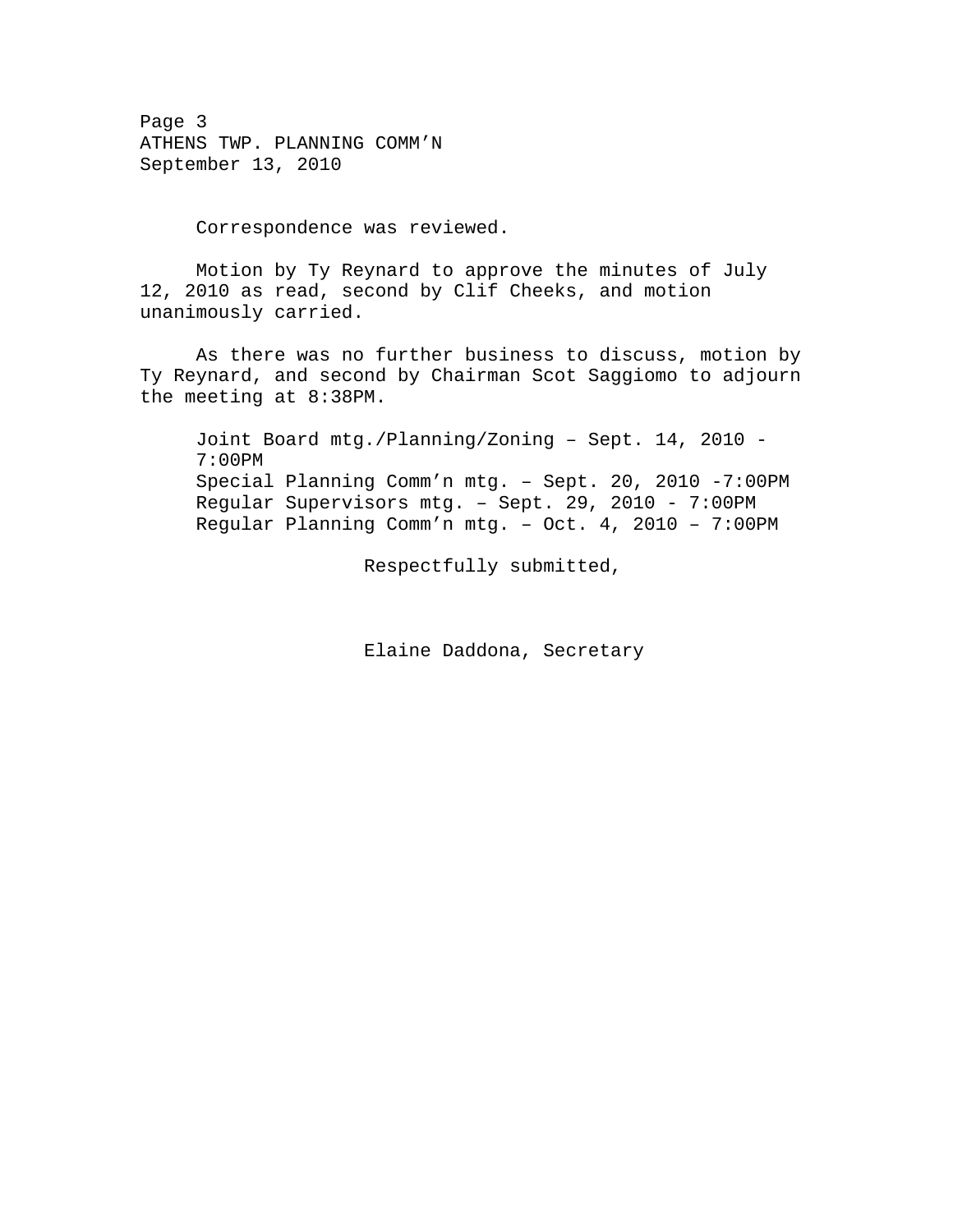Correspondence was reviewed.

Motion by Ty Reynard to approve the minutes of July 12, 2010 as read, second by Clif Cheeks, and motion unanimously carried.

As there was no further business to discuss, motion by Ty Reynard, and second by Chairman Scot Saggiomo to adjourn the meeting at 8:38PM.

Joint Board mtg./Planning/Zoning – Sept. 14, 2010 - 7:00PM
Special Planning Comm'n mtg. – Sept. 20, 2010 -7:00PM
Regular Supervisors mtg. – Sept. 29, 2010 - 7:00PM
Regular Planning Comm'n mtg. – Oct. 4, 2010 – 7:00PM

Respectfully submitted,

Elaine Daddona, Secretary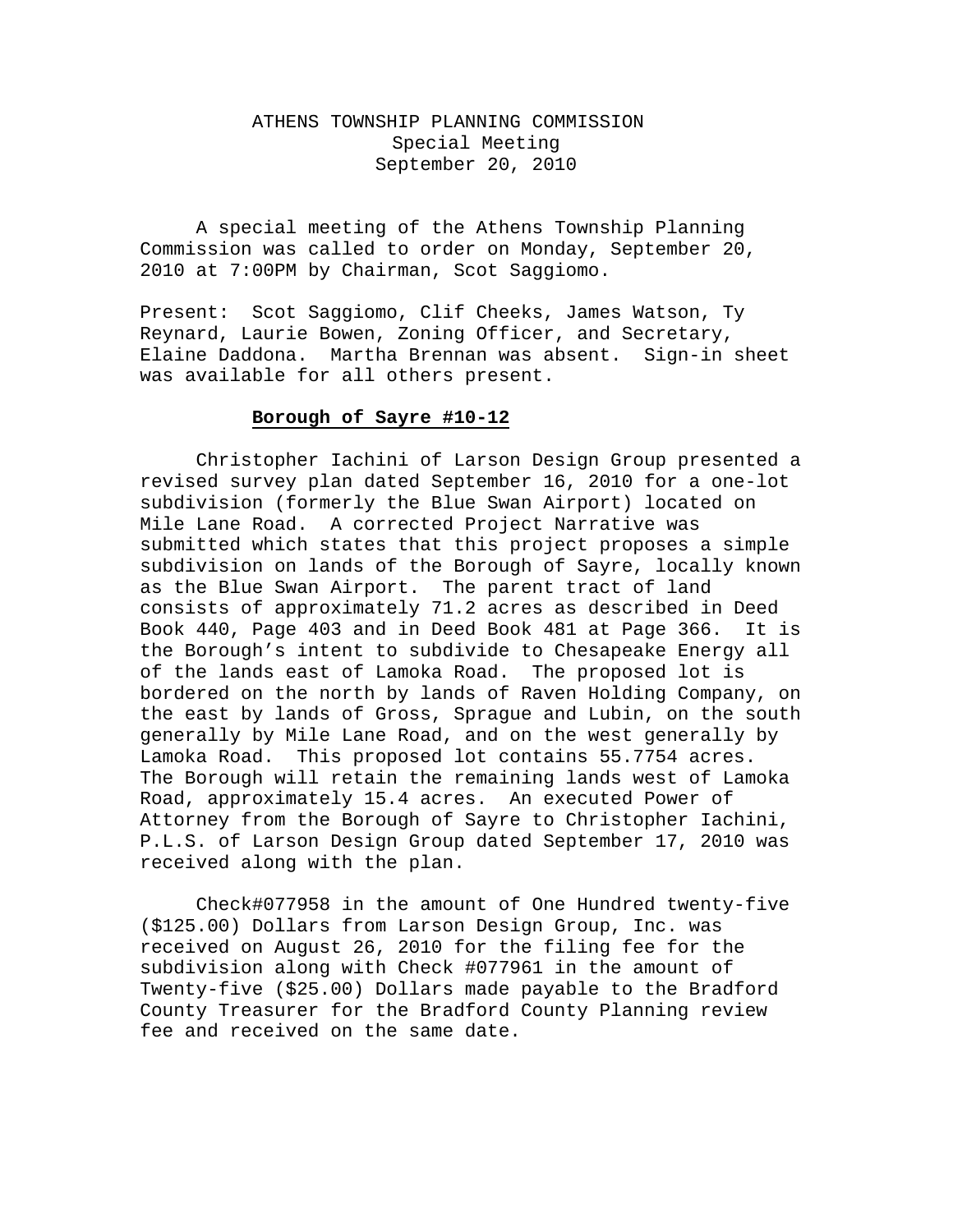# ATHENS TOWNSHIP PLANNING COMMISSION
Special Meeting
September 20, 2010

A special meeting of the Athens Township Planning Commission was called to order on Monday, September 20, 2010 at 7:00PM by Chairman, Scot Saggiomo.

Present: Scot Saggiomo, Clif Cheeks, James Watson, Ty Reynard, Laurie Bowen, Zoning Officer, and Secretary, Elaine Daddona. Martha Brennan was absent. Sign-in sheet was available for all others present.

**Borough of Sayre #10-12**

Christopher Iachini of Larson Design Group presented a revised survey plan dated September 16, 2010 for a one-lot subdivision (formerly the Blue Swan Airport) located on Mile Lane Road. A corrected Project Narrative was submitted which states that this project proposes a simple subdivision on lands of the Borough of Sayre, locally known as the Blue Swan Airport. The parent tract of land consists of approximately 71.2 acres as described in Deed Book 440, Page 403 and in Deed Book 481 at Page 366. It is the Borough's intent to subdivide to Chesapeake Energy all of the lands east of Lamoka Road. The proposed lot is bordered on the north by lands of Raven Holding Company, on the east by lands of Gross, Sprague and Lubin, on the south generally by Mile Lane Road, and on the west generally by Lamoka Road. This proposed lot contains 55.7754 acres. The Borough will retain the remaining lands west of Lamoka Road, approximately 15.4 acres. An executed Power of Attorney from the Borough of Sayre to Christopher Iachini, P.L.S. of Larson Design Group dated September 17, 2010 was received along with the plan.

Check#077958 in the amount of One Hundred twenty-five ($125.00) Dollars from Larson Design Group, Inc. was received on August 26, 2010 for the filing fee for the subdivision along with Check #077961 in the amount of Twenty-five ($25.00) Dollars made payable to the Bradford County Treasurer for the Bradford County Planning review fee and received on the same date.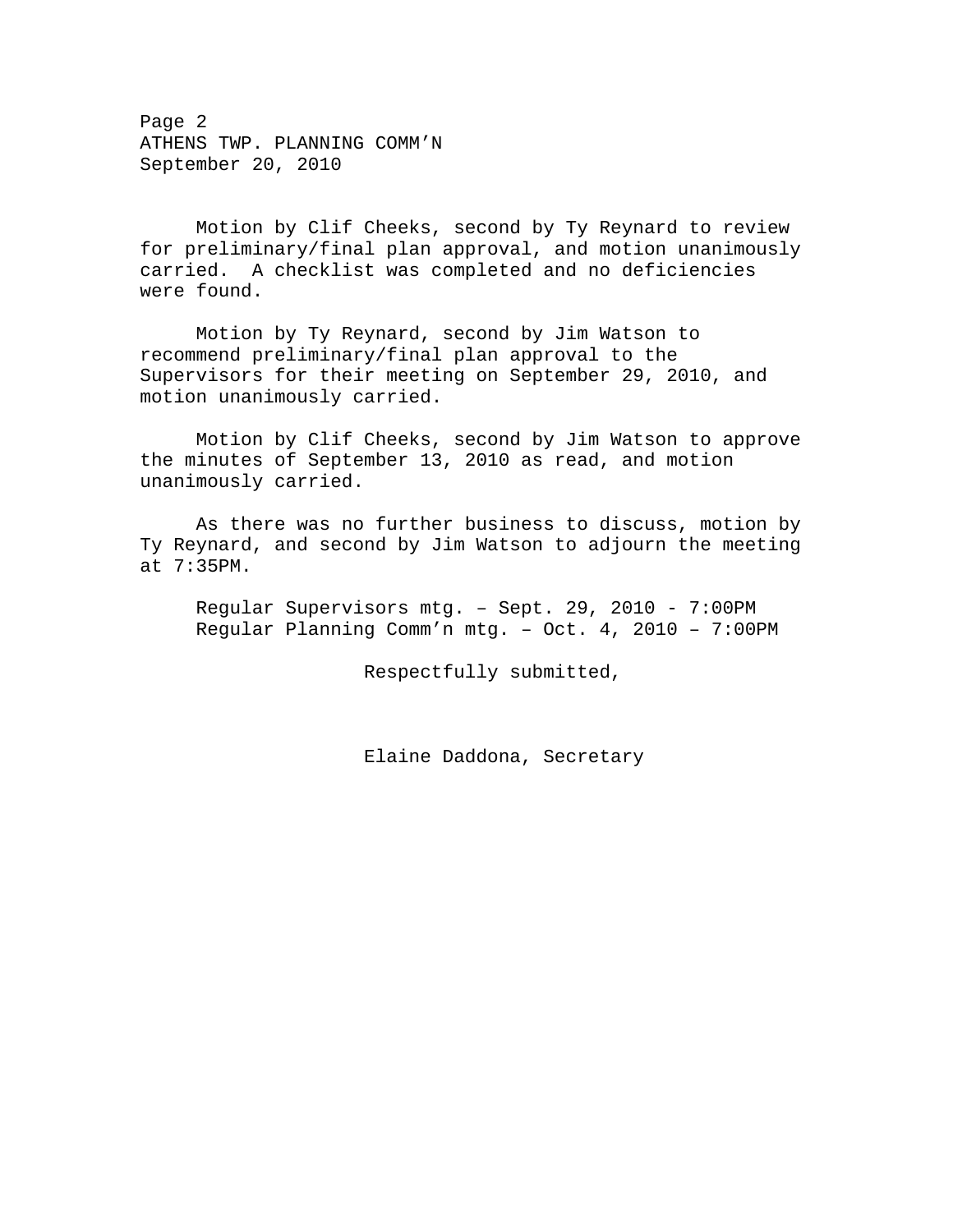Motion by Clif Cheeks, second by Ty Reynard to review for preliminary/final plan approval, and motion unanimously carried. A checklist was completed and no deficiencies were found.

Motion by Ty Reynard, second by Jim Watson to recommend preliminary/final plan approval to the Supervisors for their meeting on September 29, 2010, and motion unanimously carried.

Motion by Clif Cheeks, second by Jim Watson to approve the minutes of September 13, 2010 as read, and motion unanimously carried.

As there was no further business to discuss, motion by Ty Reynard, and second by Jim Watson to adjourn the meeting at 7:35PM.

Regular Supervisors mtg. – Sept. 29, 2010 - 7:00PM
Regular Planning Comm'n mtg. – Oct. 4, 2010 – 7:00PM

Respectfully submitted,

Elaine Daddona, Secretary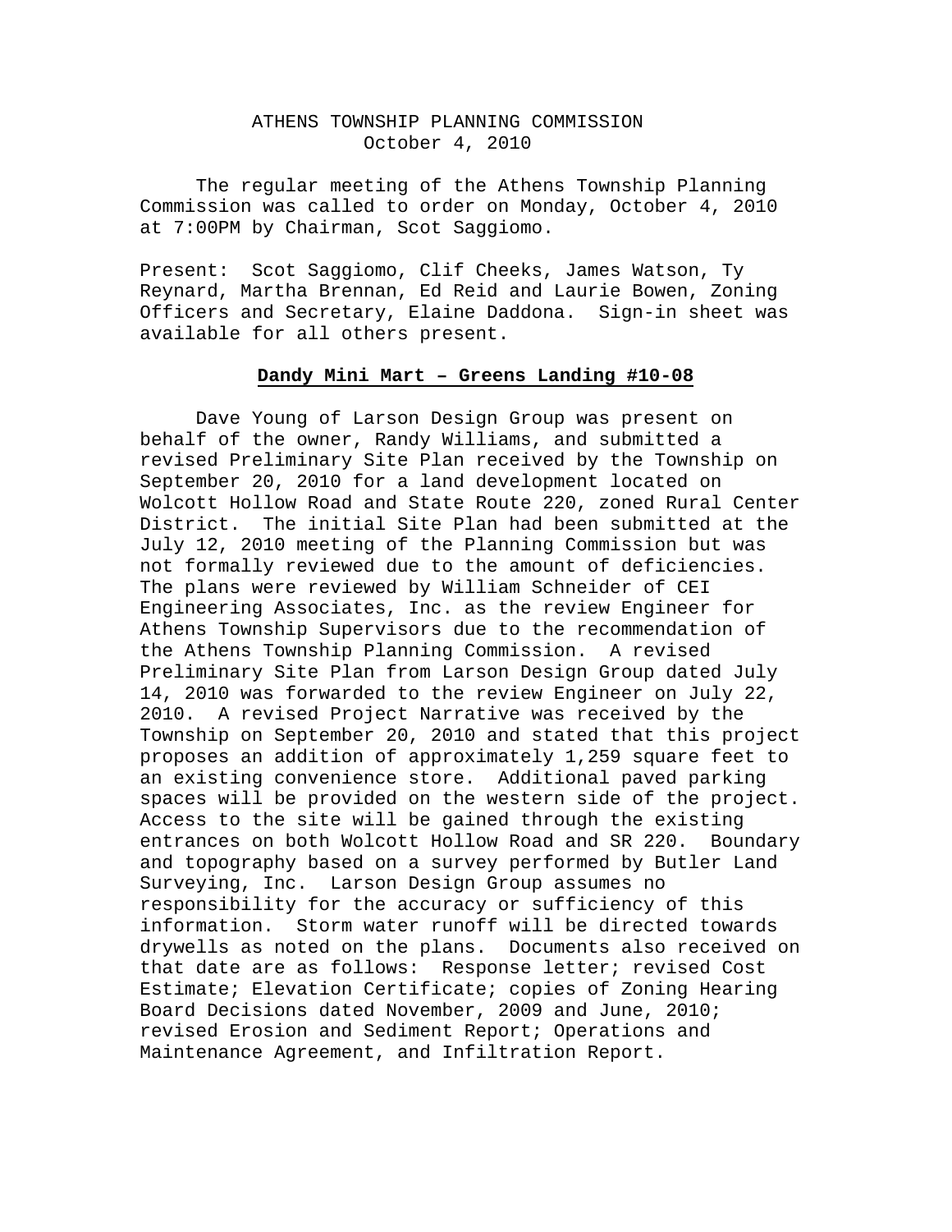# ATHENS TOWNSHIP PLANNING COMMISSION
October 4, 2010

The regular meeting of the Athens Township Planning Commission was called to order on Monday, October 4, 2010 at 7:00PM by Chairman, Scot Saggiomo.

Present: Scot Saggiomo, Clif Cheeks, James Watson, Ty Reynard, Martha Brennan, Ed Reid and Laurie Bowen, Zoning Officers and Secretary, Elaine Daddona. Sign-in sheet was available for all others present.

**Dandy Mini Mart – Greens Landing #10-08**

Dave Young of Larson Design Group was present on behalf of the owner, Randy Williams, and submitted a revised Preliminary Site Plan received by the Township on September 20, 2010 for a land development located on Wolcott Hollow Road and State Route 220, zoned Rural Center District. The initial Site Plan had been submitted at the July 12, 2010 meeting of the Planning Commission but was not formally reviewed due to the amount of deficiencies. The plans were reviewed by William Schneider of CEI Engineering Associates, Inc. as the review Engineer for Athens Township Supervisors due to the recommendation of the Athens Township Planning Commission. A revised Preliminary Site Plan from Larson Design Group dated July 14, 2010 was forwarded to the review Engineer on July 22, 2010. A revised Project Narrative was received by the Township on September 20, 2010 and stated that this project proposes an addition of approximately 1,259 square feet to an existing convenience store. Additional paved parking spaces will be provided on the western side of the project. Access to the site will be gained through the existing entrances on both Wolcott Hollow Road and SR 220. Boundary and topography based on a survey performed by Butler Land Surveying, Inc. Larson Design Group assumes no responsibility for the accuracy or sufficiency of this information. Storm water runoff will be directed towards drywells as noted on the plans. Documents also received on that date are as follows: Response letter; revised Cost Estimate; Elevation Certificate; copies of Zoning Hearing Board Decisions dated November, 2009 and June, 2010; revised Erosion and Sediment Report; Operations and Maintenance Agreement, and Infiltration Report.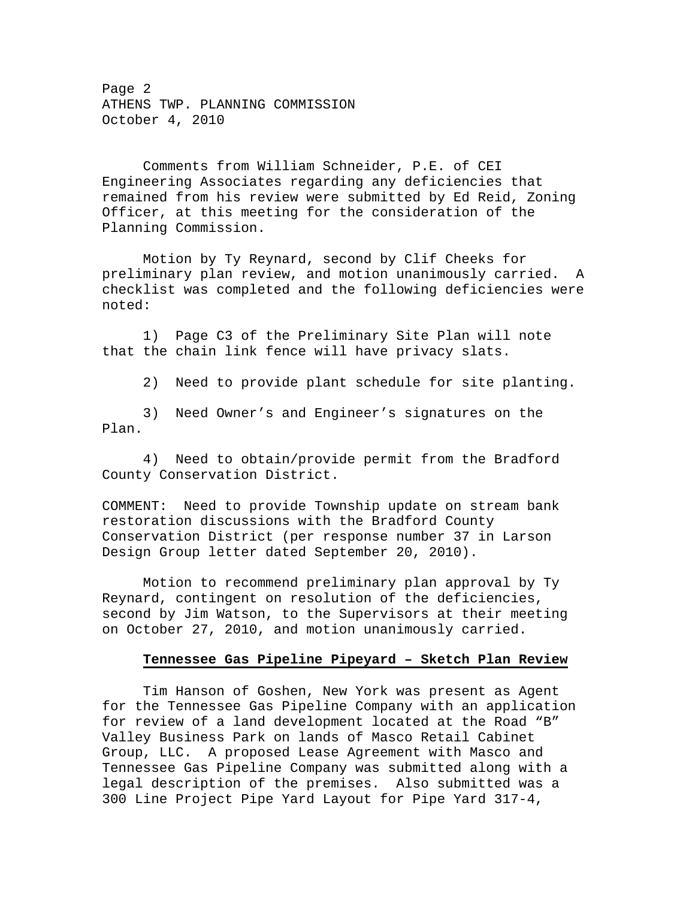Comments from William Schneider, P.E. of CEI Engineering Associates regarding any deficiencies that remained from his review were submitted by Ed Reid, Zoning Officer, at this meeting for the consideration of the Planning Commission.

Motion by Ty Reynard, second by Clif Cheeks for preliminary plan review, and motion unanimously carried. A checklist was completed and the following deficiencies were noted:

1) Page C3 of the Preliminary Site Plan will note that the chain link fence will have privacy slats.

2) Need to provide plant schedule for site planting.

3) Need Owner's and Engineer's signatures on the Plan.

4) Need to obtain/provide permit from the Bradford County Conservation District.

COMMENT: Need to provide Township update on stream bank restoration discussions with the Bradford County Conservation District (per response number 37 in Larson Design Group letter dated September 20, 2010).

Motion to recommend preliminary plan approval by Ty Reynard, contingent on resolution of the deficiencies, second by Jim Watson, to the Supervisors at their meeting on October 27, 2010, and motion unanimously carried.

**Tennessee Gas Pipeline Pipeyard – Sketch Plan Review**

Tim Hanson of Goshen, New York was present as Agent for the Tennessee Gas Pipeline Company with an application for review of a land development located at the Road "B" Valley Business Park on lands of Masco Retail Cabinet Group, LLC. A proposed Lease Agreement with Masco and Tennessee Gas Pipeline Company was submitted along with a legal description of the premises. Also submitted was a 300 Line Project Pipe Yard Layout for Pipe Yard 317-4,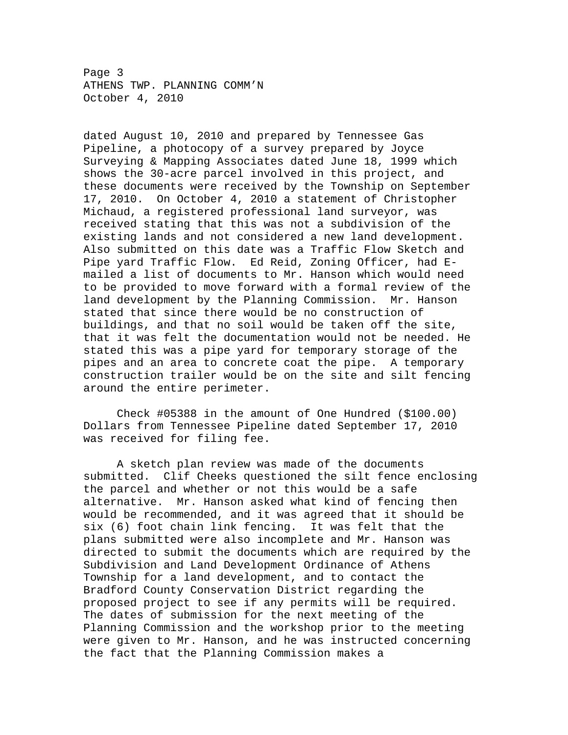dated August 10, 2010 and prepared by Tennessee Gas Pipeline, a photocopy of a survey prepared by Joyce Surveying & Mapping Associates dated June 18, 1999 which shows the 30-acre parcel involved in this project, and these documents were received by the Township on September 17, 2010. On October 4, 2010 a statement of Christopher Michaud, a registered professional land surveyor, was received stating that this was not a subdivision of the existing lands and not considered a new land development. Also submitted on this date was a Traffic Flow Sketch and Pipe yard Traffic Flow. Ed Reid, Zoning Officer, had E-mailed a list of documents to Mr. Hanson which would need to be provided to move forward with a formal review of the land development by the Planning Commission. Mr. Hanson stated that since there would be no construction of buildings, and that no soil would be taken off the site, that it was felt the documentation would not be needed. He stated this was a pipe yard for temporary storage of the pipes and an area to concrete coat the pipe. A temporary construction trailer would be on the site and silt fencing around the entire perimeter.

Check #05388 in the amount of One Hundred ($100.00) Dollars from Tennessee Pipeline dated September 17, 2010 was received for filing fee.

A sketch plan review was made of the documents submitted. Clif Cheeks questioned the silt fence enclosing the parcel and whether or not this would be a safe alternative. Mr. Hanson asked what kind of fencing then would be recommended, and it was agreed that it should be six (6) foot chain link fencing. It was felt that the plans submitted were also incomplete and Mr. Hanson was directed to submit the documents which are required by the Subdivision and Land Development Ordinance of Athens Township for a land development, and to contact the Bradford County Conservation District regarding the proposed project to see if any permits will be required. The dates of submission for the next meeting of the Planning Commission and the workshop prior to the meeting were given to Mr. Hanson, and he was instructed concerning the fact that the Planning Commission makes a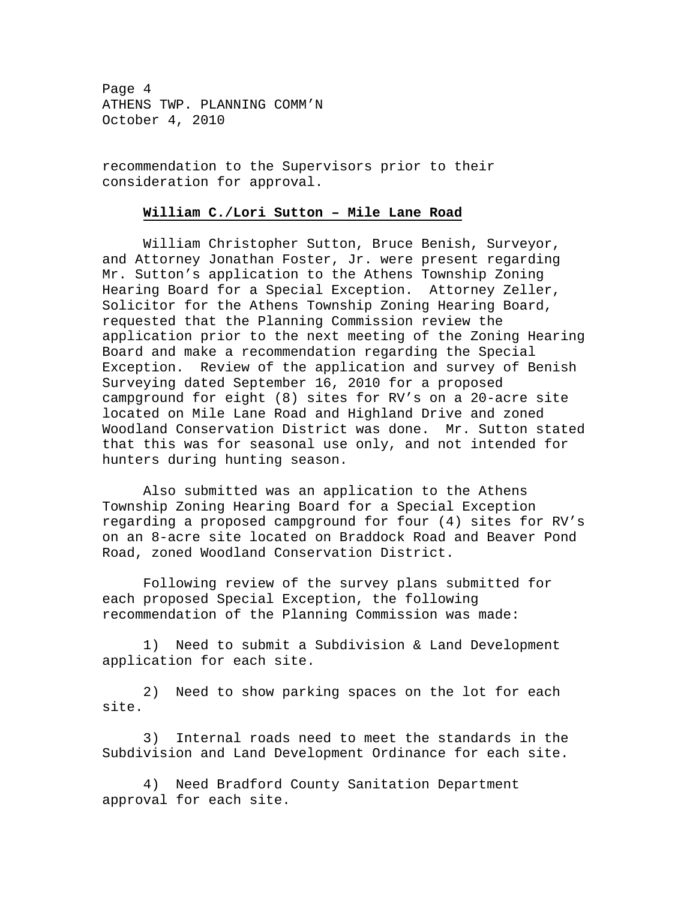recommendation to the Supervisors prior to their consideration for approval.

**William C./Lori Sutton – Mile Lane Road**

William Christopher Sutton, Bruce Benish, Surveyor, and Attorney Jonathan Foster, Jr. were present regarding Mr. Sutton's application to the Athens Township Zoning Hearing Board for a Special Exception. Attorney Zeller, Solicitor for the Athens Township Zoning Hearing Board, requested that the Planning Commission review the application prior to the next meeting of the Zoning Hearing Board and make a recommendation regarding the Special Exception. Review of the application and survey of Benish Surveying dated September 16, 2010 for a proposed campground for eight (8) sites for RV's on a 20-acre site located on Mile Lane Road and Highland Drive and zoned Woodland Conservation District was done. Mr. Sutton stated that this was for seasonal use only, and not intended for hunters during hunting season.

Also submitted was an application to the Athens Township Zoning Hearing Board for a Special Exception regarding a proposed campground for four (4) sites for RV's on an 8-acre site located on Braddock Road and Beaver Pond Road, zoned Woodland Conservation District.

Following review of the survey plans submitted for each proposed Special Exception, the following recommendation of the Planning Commission was made:

1) Need to submit a Subdivision & Land Development application for each site.

2) Need to show parking spaces on the lot for each site.

3) Internal roads need to meet the standards in the Subdivision and Land Development Ordinance for each site.

4) Need Bradford County Sanitation Department approval for each site.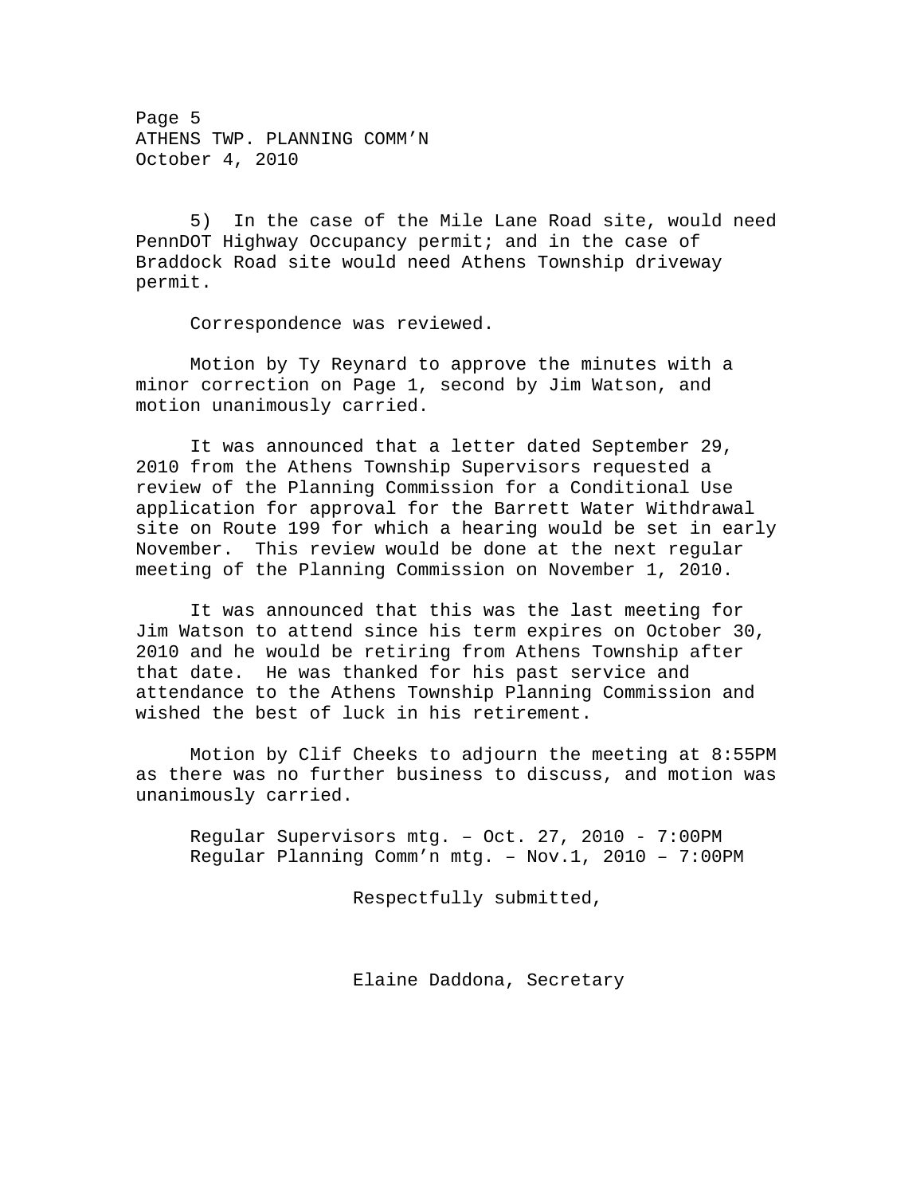5) In the case of the Mile Lane Road site, would need PennDOT Highway Occupancy permit; and in the case of Braddock Road site would need Athens Township driveway permit.

Correspondence was reviewed.

Motion by Ty Reynard to approve the minutes with a minor correction on Page 1, second by Jim Watson, and motion unanimously carried.

It was announced that a letter dated September 29, 2010 from the Athens Township Supervisors requested a review of the Planning Commission for a Conditional Use application for approval for the Barrett Water Withdrawal site on Route 199 for which a hearing would be set in early November. This review would be done at the next regular meeting of the Planning Commission on November 1, 2010.

It was announced that this was the last meeting for Jim Watson to attend since his term expires on October 30, 2010 and he would be retiring from Athens Township after that date. He was thanked for his past service and attendance to the Athens Township Planning Commission and wished the best of luck in his retirement.

Motion by Clif Cheeks to adjourn the meeting at 8:55PM as there was no further business to discuss, and motion was unanimously carried.

Regular Supervisors mtg. – Oct. 27, 2010 - 7:00PM
Regular Planning Comm'n mtg. – Nov.1, 2010 – 7:00PM

Respectfully submitted,

Elaine Daddona, Secretary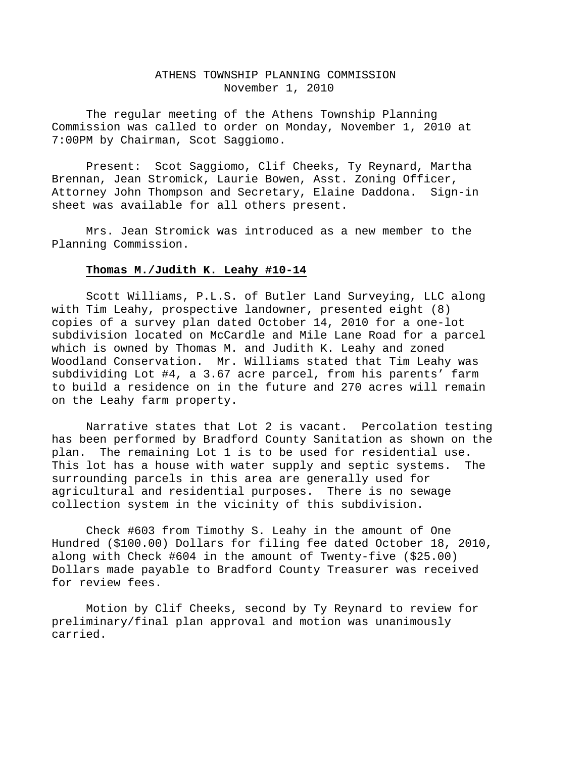# ATHENS TOWNSHIP PLANNING COMMISSION
November 1, 2010

The regular meeting of the Athens Township Planning Commission was called to order on Monday, November 1, 2010 at 7:00PM by Chairman, Scot Saggiomo.

Present: Scot Saggiomo, Clif Cheeks, Ty Reynard, Martha Brennan, Jean Stromick, Laurie Bowen, Asst. Zoning Officer, Attorney John Thompson and Secretary, Elaine Daddona. Sign-in sheet was available for all others present.

Mrs. Jean Stromick was introduced as a new member to the Planning Commission.

**Thomas M./Judith K. Leahy #10-14**

Scott Williams, P.L.S. of Butler Land Surveying, LLC along with Tim Leahy, prospective landowner, presented eight (8) copies of a survey plan dated October 14, 2010 for a one-lot subdivision located on McCardle and Mile Lane Road for a parcel which is owned by Thomas M. and Judith K. Leahy and zoned Woodland Conservation. Mr. Williams stated that Tim Leahy was subdividing Lot #4, a 3.67 acre parcel, from his parents' farm to build a residence on in the future and 270 acres will remain on the Leahy farm property.

Narrative states that Lot 2 is vacant. Percolation testing has been performed by Bradford County Sanitation as shown on the plan. The remaining Lot 1 is to be used for residential use. This lot has a house with water supply and septic systems. The surrounding parcels in this area are generally used for agricultural and residential purposes. There is no sewage collection system in the vicinity of this subdivision.

Check #603 from Timothy S. Leahy in the amount of One Hundred ($100.00) Dollars for filing fee dated October 18, 2010, along with Check #604 in the amount of Twenty-five ($25.00) Dollars made payable to Bradford County Treasurer was received for review fees.

Motion by Clif Cheeks, second by Ty Reynard to review for preliminary/final plan approval and motion was unanimously carried.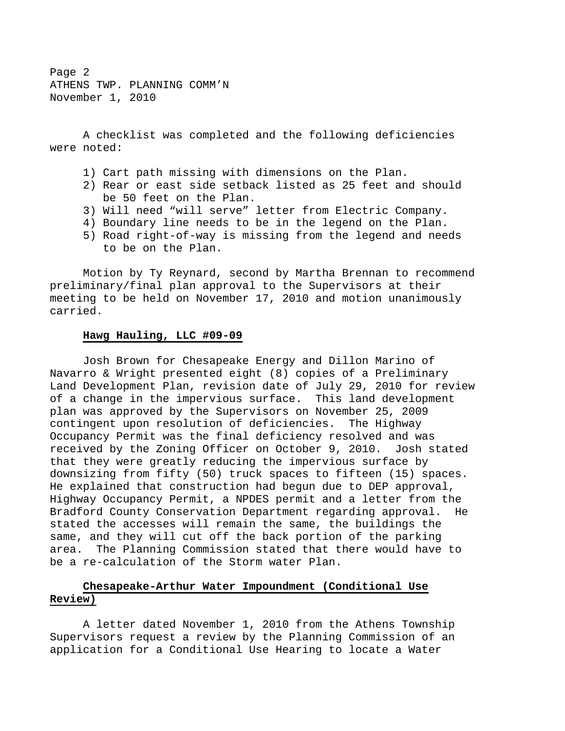A checklist was completed and the following deficiencies were noted:

1) Cart path missing with dimensions on the Plan.
2) Rear or east side setback listed as 25 feet and should be 50 feet on the Plan.
3) Will need "will serve" letter from Electric Company.
4) Boundary line needs to be in the legend on the Plan.
5) Road right-of-way is missing from the legend and needs to be on the Plan.

Motion by Ty Reynard, second by Martha Brennan to recommend preliminary/final plan approval to the Supervisors at their meeting to be held on November 17, 2010 and motion unanimously carried.

**Hawg Hauling, LLC #09-09**

Josh Brown for Chesapeake Energy and Dillon Marino of Navarro & Wright presented eight (8) copies of a Preliminary Land Development Plan, revision date of July 29, 2010 for review of a change in the impervious surface. This land development plan was approved by the Supervisors on November 25, 2009 contingent upon resolution of deficiencies. The Highway Occupancy Permit was the final deficiency resolved and was received by the Zoning Officer on October 9, 2010. Josh stated that they were greatly reducing the impervious surface by downsizing from fifty (50) truck spaces to fifteen (15) spaces. He explained that construction had begun due to DEP approval, Highway Occupancy Permit, a NPDES permit and a letter from the Bradford County Conservation Department regarding approval. He stated the accesses will remain the same, the buildings the same, and they will cut off the back portion of the parking area. The Planning Commission stated that there would have to be a re-calculation of the Storm water Plan.

**Chesapeake-Arthur Water Impoundment (Conditional Use Review)**

A letter dated November 1, 2010 from the Athens Township Supervisors request a review by the Planning Commission of an application for a Conditional Use Hearing to locate a Water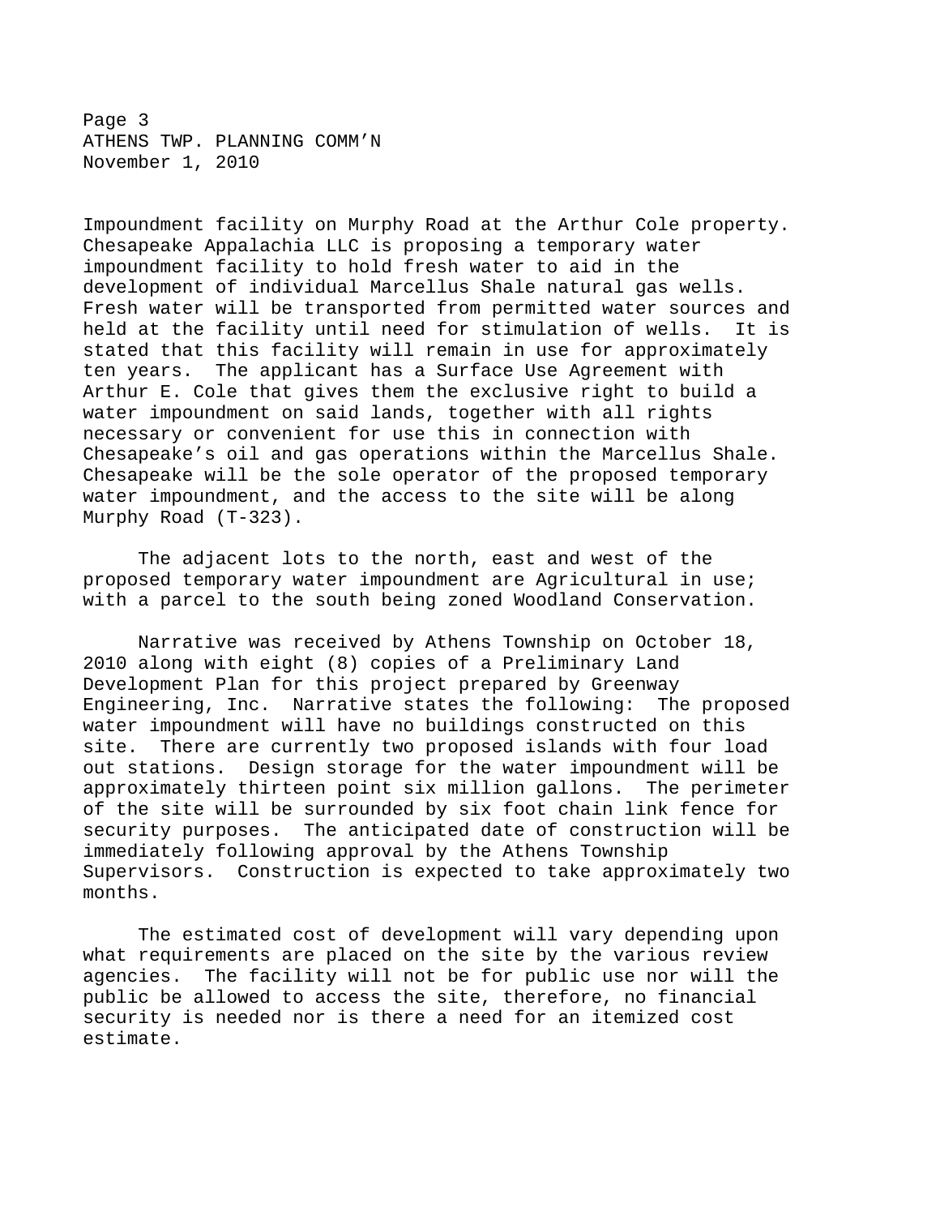Impoundment facility on Murphy Road at the Arthur Cole property. Chesapeake Appalachia LLC is proposing a temporary water impoundment facility to hold fresh water to aid in the development of individual Marcellus Shale natural gas wells. Fresh water will be transported from permitted water sources and held at the facility until need for stimulation of wells. It is stated that this facility will remain in use for approximately ten years. The applicant has a Surface Use Agreement with Arthur E. Cole that gives them the exclusive right to build a water impoundment on said lands, together with all rights necessary or convenient for use this in connection with Chesapeake's oil and gas operations within the Marcellus Shale. Chesapeake will be the sole operator of the proposed temporary water impoundment, and the access to the site will be along Murphy Road (T-323).

The adjacent lots to the north, east and west of the proposed temporary water impoundment are Agricultural in use; with a parcel to the south being zoned Woodland Conservation.

Narrative was received by Athens Township on October 18, 2010 along with eight (8) copies of a Preliminary Land Development Plan for this project prepared by Greenway Engineering, Inc. Narrative states the following: The proposed water impoundment will have no buildings constructed on this site. There are currently two proposed islands with four load out stations. Design storage for the water impoundment will be approximately thirteen point six million gallons. The perimeter of the site will be surrounded by six foot chain link fence for security purposes. The anticipated date of construction will be immediately following approval by the Athens Township Supervisors. Construction is expected to take approximately two months.

The estimated cost of development will vary depending upon what requirements are placed on the site by the various review agencies. The facility will not be for public use nor will the public be allowed to access the site, therefore, no financial security is needed nor is there a need for an itemized cost estimate.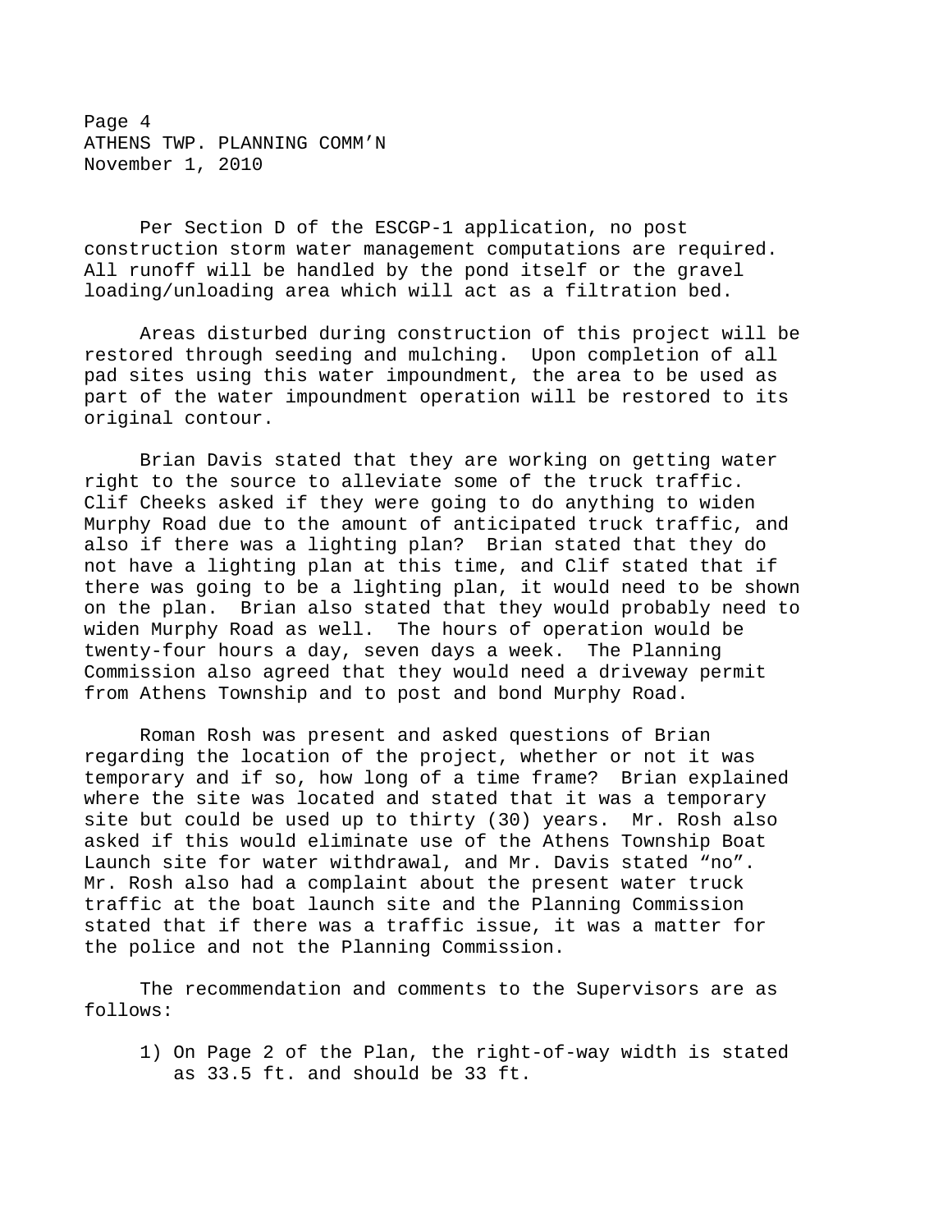Per Section D of the ESCGP-1 application, no post construction storm water management computations are required. All runoff will be handled by the pond itself or the gravel loading/unloading area which will act as a filtration bed.

Areas disturbed during construction of this project will be restored through seeding and mulching. Upon completion of all pad sites using this water impoundment, the area to be used as part of the water impoundment operation will be restored to its original contour.

Brian Davis stated that they are working on getting water right to the source to alleviate some of the truck traffic. Clif Cheeks asked if they were going to do anything to widen Murphy Road due to the amount of anticipated truck traffic, and also if there was a lighting plan? Brian stated that they do not have a lighting plan at this time, and Clif stated that if there was going to be a lighting plan, it would need to be shown on the plan. Brian also stated that they would probably need to widen Murphy Road as well. The hours of operation would be twenty-four hours a day, seven days a week. The Planning Commission also agreed that they would need a driveway permit from Athens Township and to post and bond Murphy Road.

Roman Rosh was present and asked questions of Brian regarding the location of the project, whether or not it was temporary and if so, how long of a time frame? Brian explained where the site was located and stated that it was a temporary site but could be used up to thirty (30) years. Mr. Rosh also asked if this would eliminate use of the Athens Township Boat Launch site for water withdrawal, and Mr. Davis stated "no". Mr. Rosh also had a complaint about the present water truck traffic at the boat launch site and the Planning Commission stated that if there was a traffic issue, it was a matter for the police and not the Planning Commission.

The recommendation and comments to the Supervisors are as follows:

1) On Page 2 of the Plan, the right-of-way width is stated as 33.5 ft. and should be 33 ft.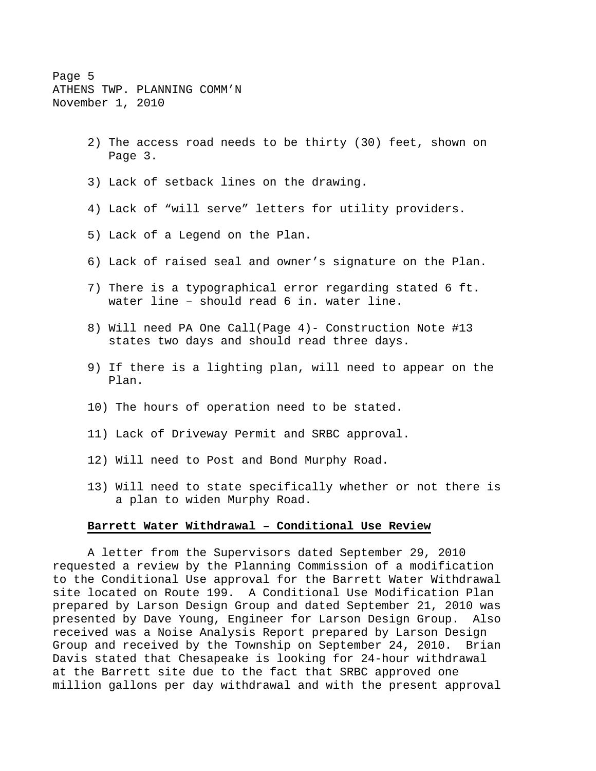2) The access road needs to be thirty (30) feet, shown on Page 3.

3) Lack of setback lines on the drawing.

4) Lack of “will serve” letters for utility providers.

5) Lack of a Legend on the Plan.

6) Lack of raised seal and owner’s signature on the Plan.

7) There is a typographical error regarding stated 6 ft. water line – should read 6 in. water line.

8) Will need PA One Call(Page 4)- Construction Note #13 states two days and should read three days.

9) If there is a lighting plan, will need to appear on the Plan.

10) The hours of operation need to be stated.

11) Lack of Driveway Permit and SRBC approval.

12) Will need to Post and Bond Murphy Road.

13) Will need to state specifically whether or not there is a plan to widen Murphy Road.

**Barrett Water Withdrawal – Conditional Use Review**

A letter from the Supervisors dated September 29, 2010 requested a review by the Planning Commission of a modification to the Conditional Use approval for the Barrett Water Withdrawal site located on Route 199. A Conditional Use Modification Plan prepared by Larson Design Group and dated September 21, 2010 was presented by Dave Young, Engineer for Larson Design Group. Also received was a Noise Analysis Report prepared by Larson Design Group and received by the Township on September 24, 2010. Brian Davis stated that Chesapeake is looking for 24-hour withdrawal at the Barrett site due to the fact that SRBC approved one million gallons per day withdrawal and with the present approval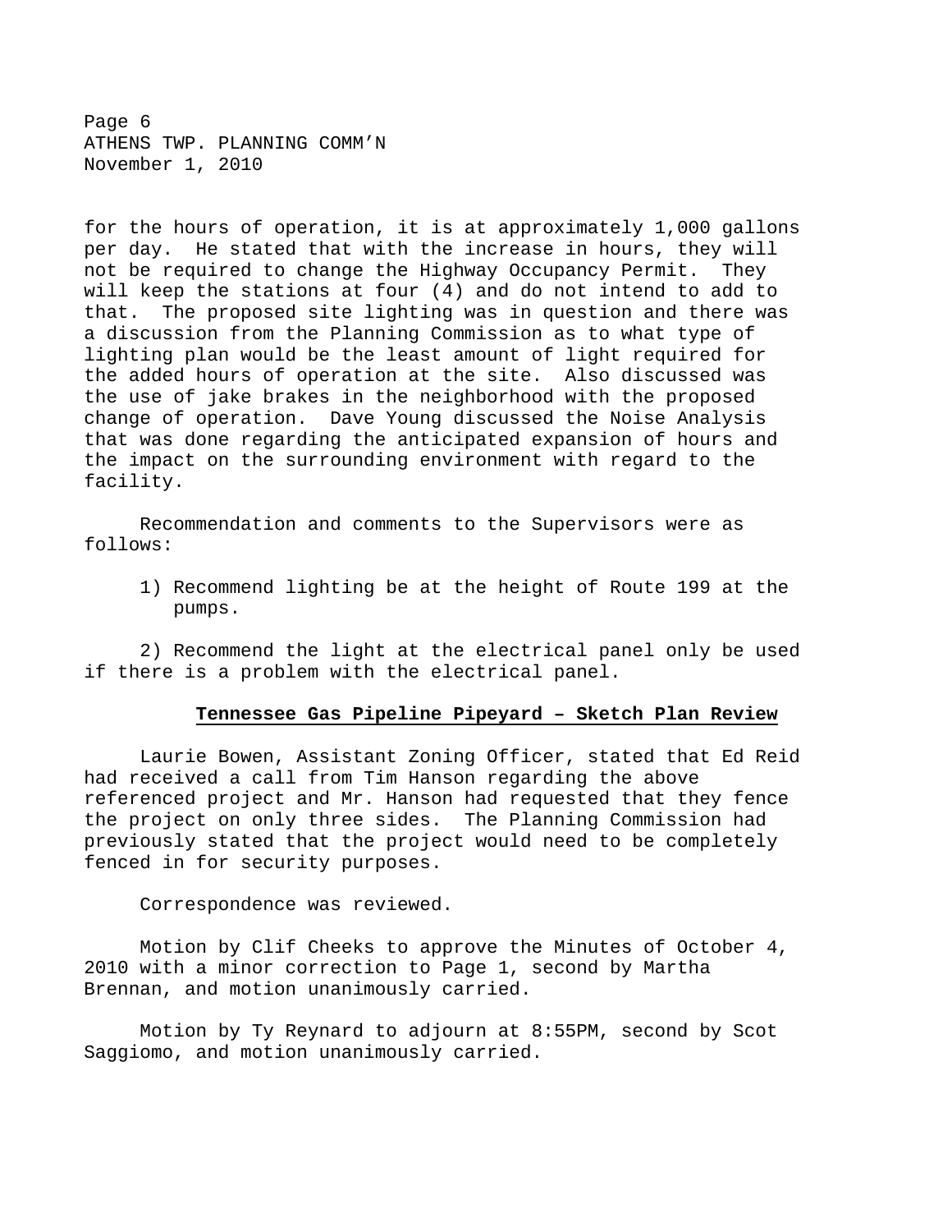for the hours of operation, it is at approximately 1,000 gallons per day. He stated that with the increase in hours, they will not be required to change the Highway Occupancy Permit. They will keep the stations at four (4) and do not intend to add to that. The proposed site lighting was in question and there was a discussion from the Planning Commission as to what type of lighting plan would be the least amount of light required for the added hours of operation at the site. Also discussed was the use of jake brakes in the neighborhood with the proposed change of operation. Dave Young discussed the Noise Analysis that was done regarding the anticipated expansion of hours and the impact on the surrounding environment with regard to the facility.

Recommendation and comments to the Supervisors were as follows:

1) Recommend lighting be at the height of Route 199 at the pumps.

2) Recommend the light at the electrical panel only be used if there is a problem with the electrical panel.

**Tennessee Gas Pipeline Pipeyard – Sketch Plan Review**

Laurie Bowen, Assistant Zoning Officer, stated that Ed Reid had received a call from Tim Hanson regarding the above referenced project and Mr. Hanson had requested that they fence the project on only three sides. The Planning Commission had previously stated that the project would need to be completely fenced in for security purposes.

Correspondence was reviewed.

Motion by Clif Cheeks to approve the Minutes of October 4, 2010 with a minor correction to Page 1, second by Martha Brennan, and motion unanimously carried.

Motion by Ty Reynard to adjourn at 8:55PM, second by Scot Saggiomo, and motion unanimously carried.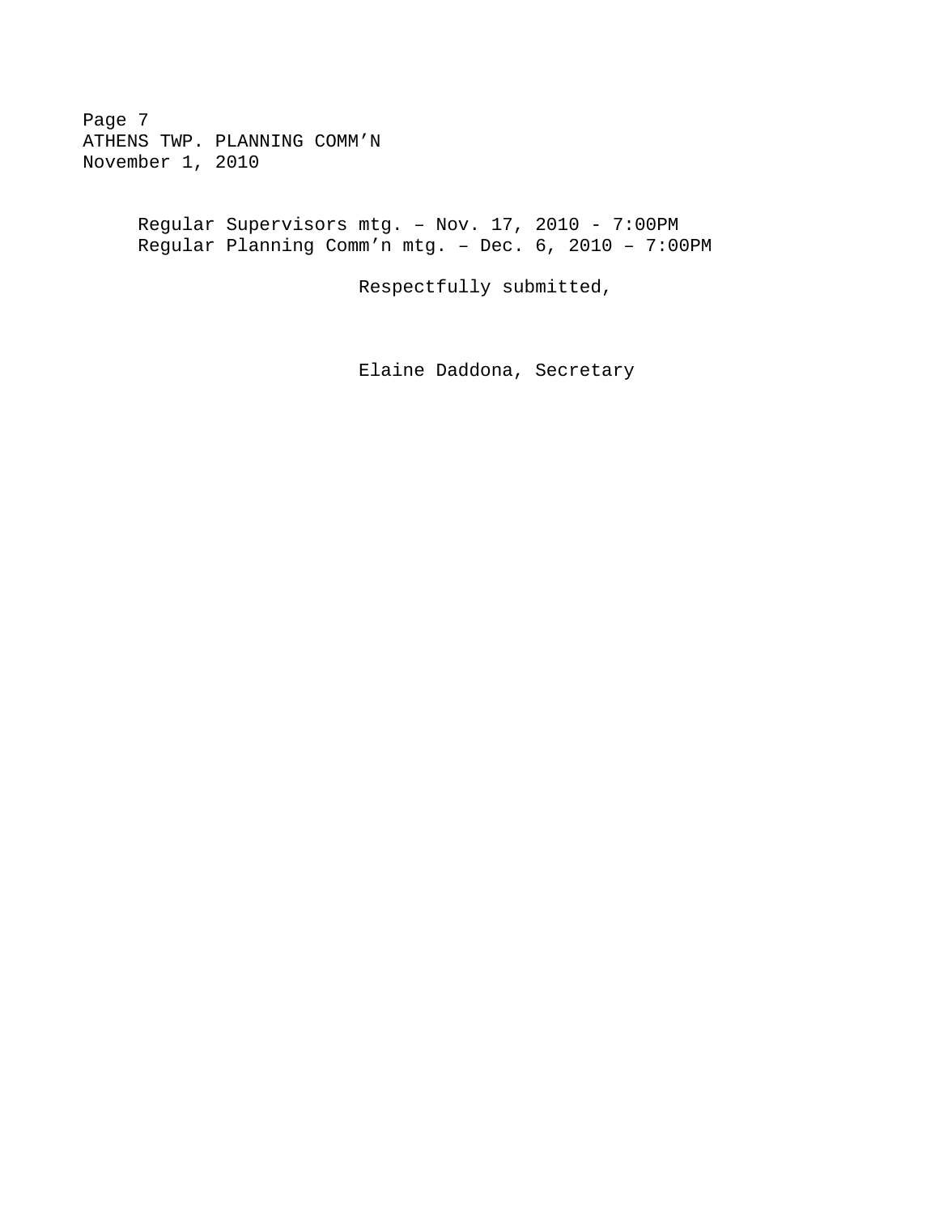Regular Supervisors mtg. – Nov. 17, 2010 - 7:00PM
Regular Planning Comm'n mtg. – Dec. 6, 2010 – 7:00PM

Respectfully submitted,

Elaine Daddona, Secretary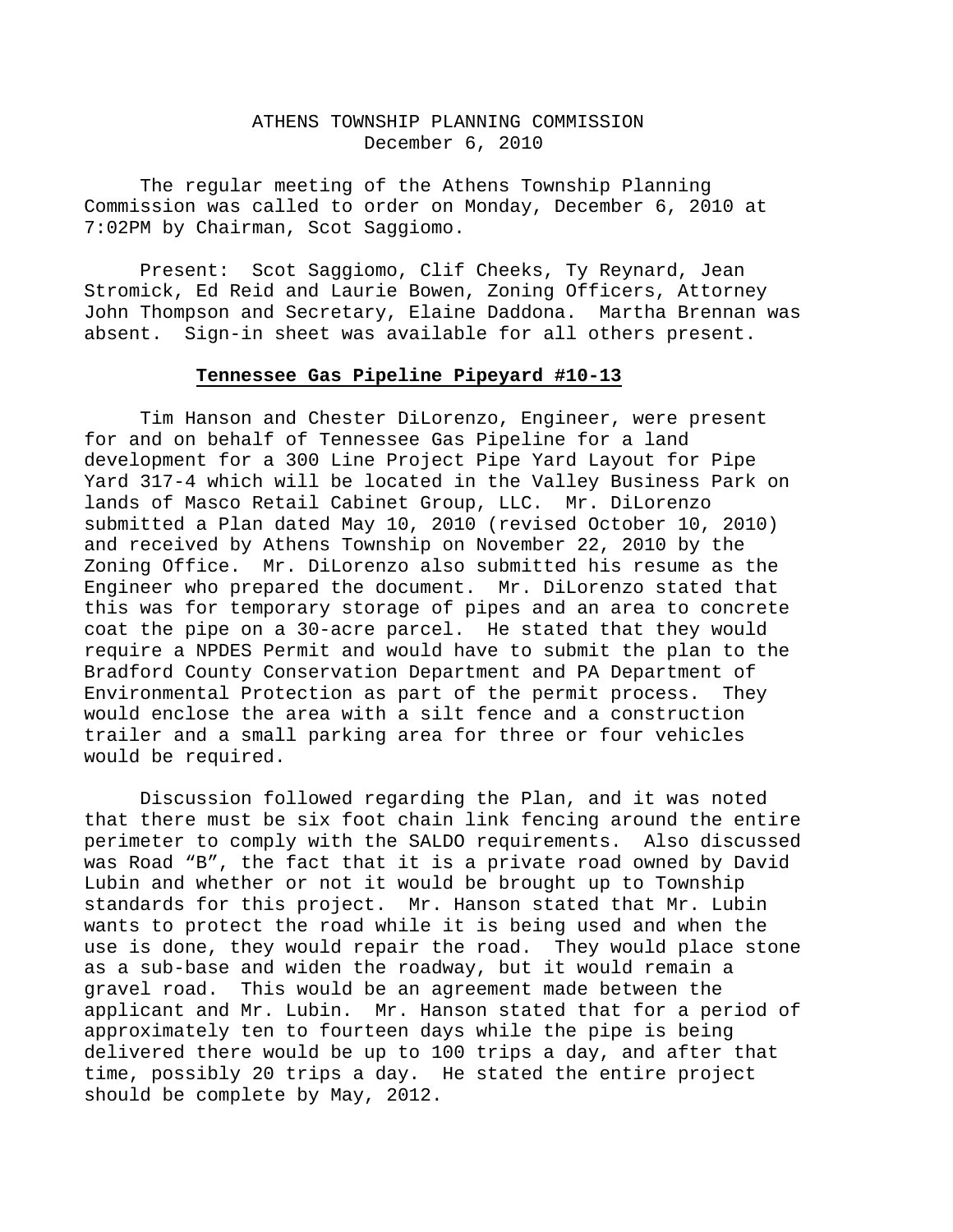# ATHENS TOWNSHIP PLANNING COMMISSION
December 6, 2010

The regular meeting of the Athens Township Planning Commission was called to order on Monday, December 6, 2010 at 7:02PM by Chairman, Scot Saggiomo.

Present: Scot Saggiomo, Clif Cheeks, Ty Reynard, Jean Stromick, Ed Reid and Laurie Bowen, Zoning Officers, Attorney John Thompson and Secretary, Elaine Daddona. Martha Brennan was absent. Sign-in sheet was available for all others present.

**Tennessee Gas Pipeline Pipeyard #10-13**

Tim Hanson and Chester DiLorenzo, Engineer, were present for and on behalf of Tennessee Gas Pipeline for a land development for a 300 Line Project Pipe Yard Layout for Pipe Yard 317-4 which will be located in the Valley Business Park on lands of Masco Retail Cabinet Group, LLC. Mr. DiLorenzo submitted a Plan dated May 10, 2010 (revised October 10, 2010) and received by Athens Township on November 22, 2010 by the Zoning Office. Mr. DiLorenzo also submitted his resume as the Engineer who prepared the document. Mr. DiLorenzo stated that this was for temporary storage of pipes and an area to concrete coat the pipe on a 30-acre parcel. He stated that they would require a NPDES Permit and would have to submit the plan to the Bradford County Conservation Department and PA Department of Environmental Protection as part of the permit process. They would enclose the area with a silt fence and a construction trailer and a small parking area for three or four vehicles would be required.

Discussion followed regarding the Plan, and it was noted that there must be six foot chain link fencing around the entire perimeter to comply with the SALDO requirements. Also discussed was Road "B", the fact that it is a private road owned by David Lubin and whether or not it would be brought up to Township standards for this project. Mr. Hanson stated that Mr. Lubin wants to protect the road while it is being used and when the use is done, they would repair the road. They would place stone as a sub-base and widen the roadway, but it would remain a gravel road. This would be an agreement made between the applicant and Mr. Lubin. Mr. Hanson stated that for a period of approximately ten to fourteen days while the pipe is being delivered there would be up to 100 trips a day, and after that time, possibly 20 trips a day. He stated the entire project should be complete by May, 2012.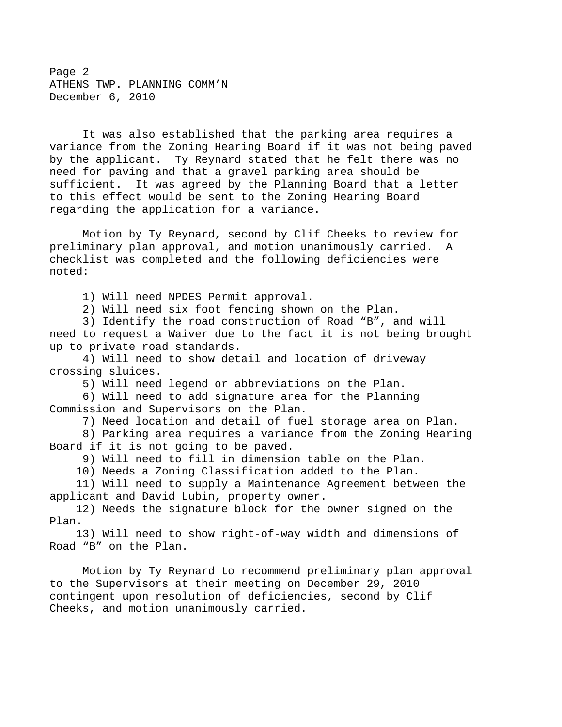It was also established that the parking area requires a variance from the Zoning Hearing Board if it was not being paved by the applicant. Ty Reynard stated that he felt there was no need for paving and that a gravel parking area should be sufficient. It was agreed by the Planning Board that a letter to this effect would be sent to the Zoning Hearing Board regarding the application for a variance.

Motion by Ty Reynard, second by Clif Cheeks to review for preliminary plan approval, and motion unanimously carried. A checklist was completed and the following deficiencies were noted:

1) Will need NPDES Permit approval.
2) Will need six foot fencing shown on the Plan.
3) Identify the road construction of Road "B", and will need to request a Waiver due to the fact it is not being brought up to private road standards.
4) Will need to show detail and location of driveway crossing sluices.
5) Will need legend or abbreviations on the Plan.
6) Will need to add signature area for the Planning Commission and Supervisors on the Plan.
7) Need location and detail of fuel storage area on Plan.
8) Parking area requires a variance from the Zoning Hearing Board if it is not going to be paved.
9) Will need to fill in dimension table on the Plan.
10) Needs a Zoning Classification added to the Plan.
11) Will need to supply a Maintenance Agreement between the applicant and David Lubin, property owner.
12) Needs the signature block for the owner signed on the Plan.
13) Will need to show right-of-way width and dimensions of Road "B" on the Plan.

Motion by Ty Reynard to recommend preliminary plan approval to the Supervisors at their meeting on December 29, 2010 contingent upon resolution of deficiencies, second by Clif Cheeks, and motion unanimously carried.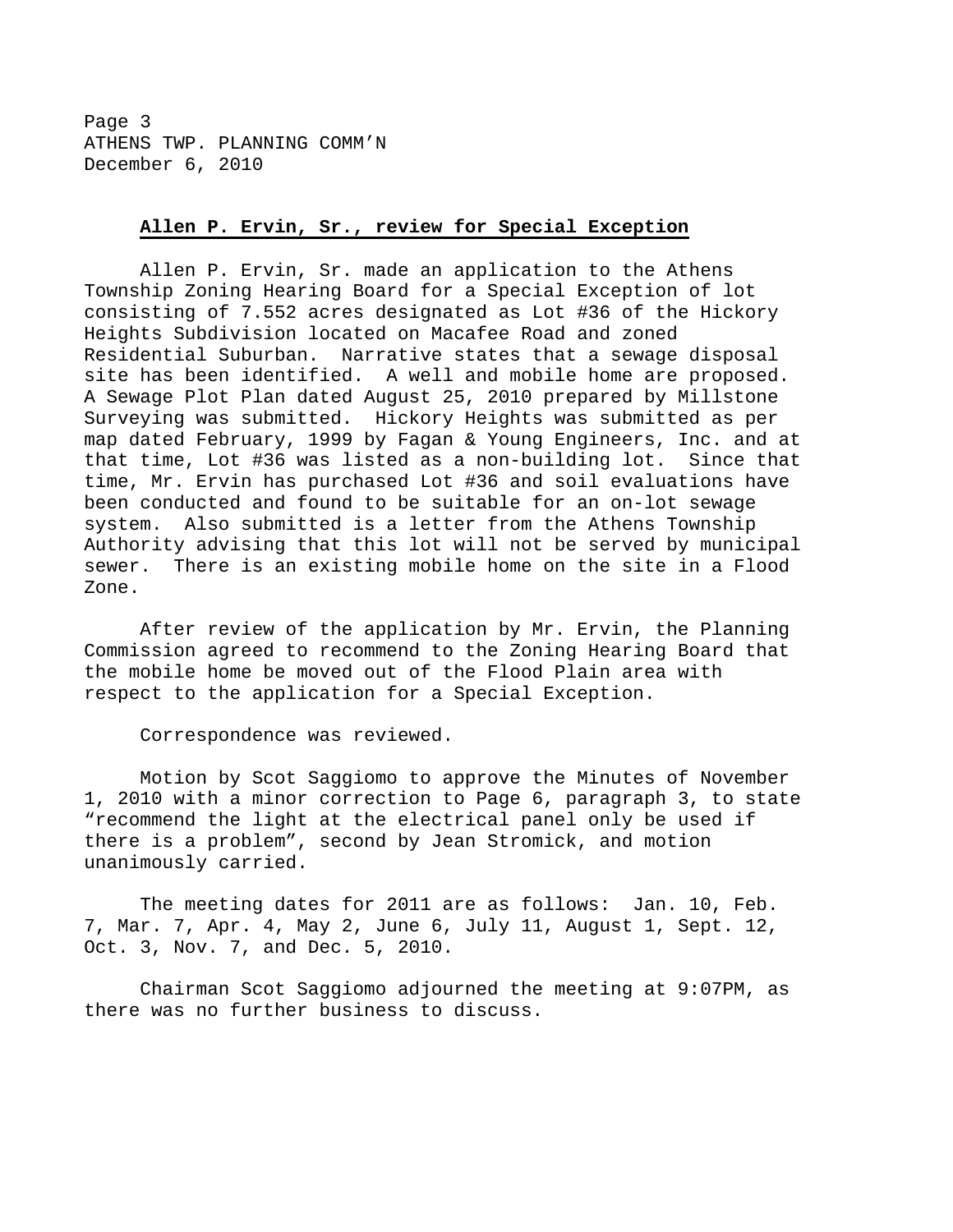**Allen P. Ervin, Sr., review for Special Exception**

Allen P. Ervin, Sr. made an application to the Athens Township Zoning Hearing Board for a Special Exception of lot consisting of 7.552 acres designated as Lot #36 of the Hickory Heights Subdivision located on Macafee Road and zoned Residential Suburban. Narrative states that a sewage disposal site has been identified. A well and mobile home are proposed. A Sewage Plot Plan dated August 25, 2010 prepared by Millstone Surveying was submitted. Hickory Heights was submitted as per map dated February, 1999 by Fagan & Young Engineers, Inc. and at that time, Lot #36 was listed as a non-building lot. Since that time, Mr. Ervin has purchased Lot #36 and soil evaluations have been conducted and found to be suitable for an on-lot sewage system. Also submitted is a letter from the Athens Township Authority advising that this lot will not be served by municipal sewer. There is an existing mobile home on the site in a Flood Zone.

After review of the application by Mr. Ervin, the Planning Commission agreed to recommend to the Zoning Hearing Board that the mobile home be moved out of the Flood Plain area with respect to the application for a Special Exception.

Correspondence was reviewed.

Motion by Scot Saggiomo to approve the Minutes of November 1, 2010 with a minor correction to Page 6, paragraph 3, to state "recommend the light at the electrical panel only be used if there is a problem", second by Jean Stromick, and motion unanimously carried.

The meeting dates for 2011 are as follows: Jan. 10, Feb. 7, Mar. 7, Apr. 4, May 2, June 6, July 11, August 1, Sept. 12, Oct. 3, Nov. 7, and Dec. 5, 2010.

Chairman Scot Saggiomo adjourned the meeting at 9:07PM, as there was no further business to discuss.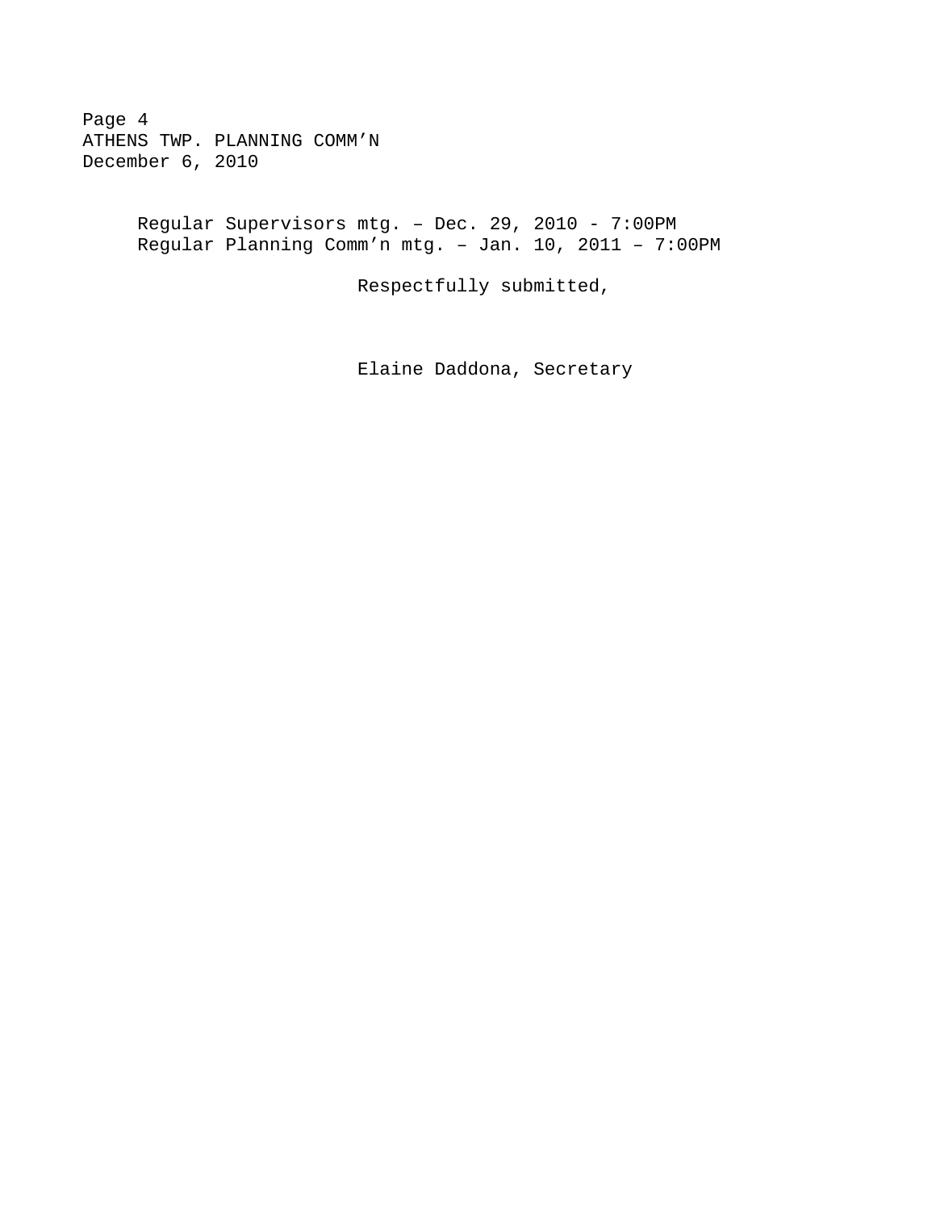Regular Supervisors mtg. – Dec. 29, 2010 - 7:00PM
Regular Planning Comm'n mtg. – Jan. 10, 2011 – 7:00PM

Respectfully submitted,

Elaine Daddona, Secretary